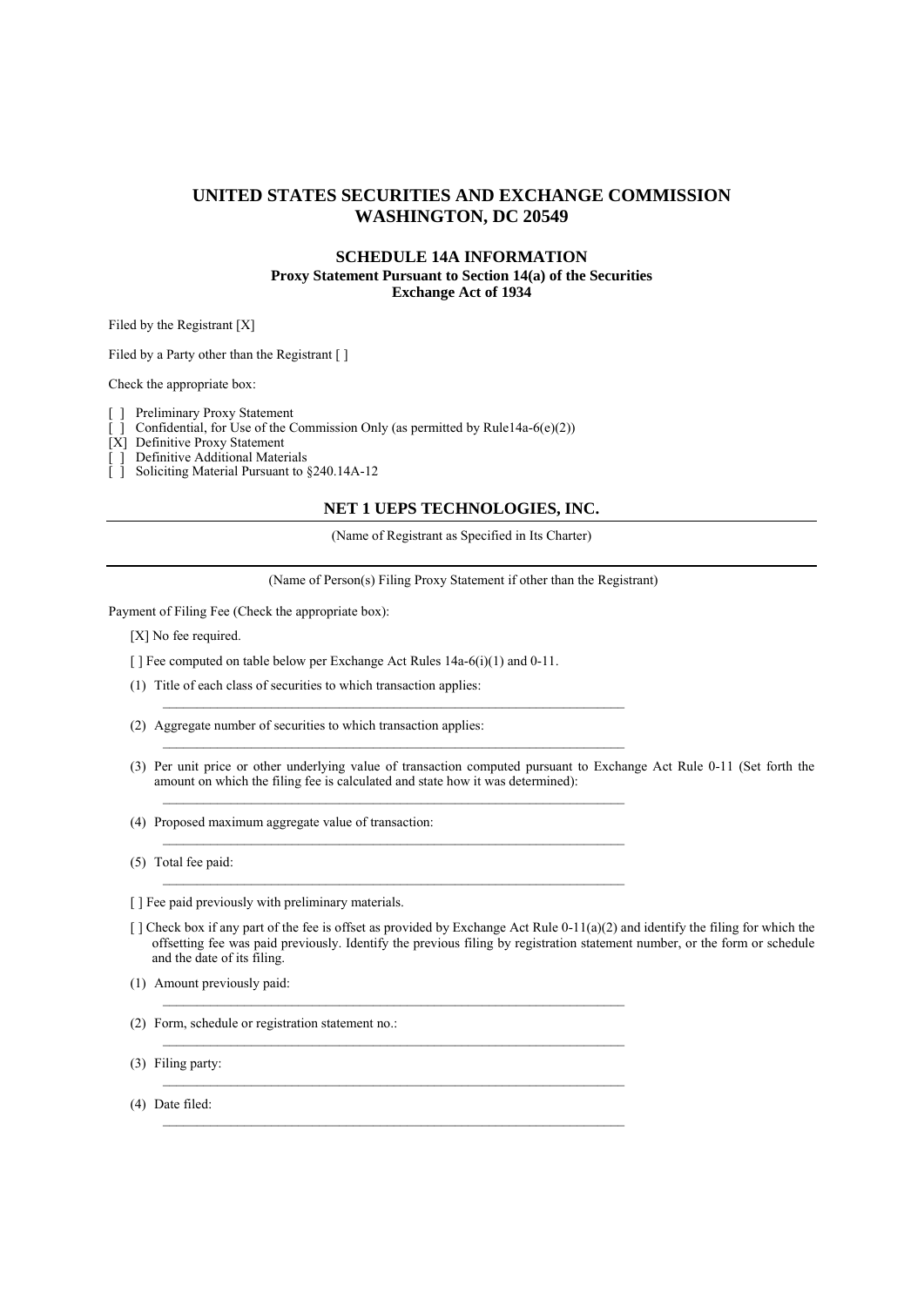# UNITED STATES SECURITIES AND EXCHANGE COMMISSION
# WASHINGTON, DC 20549

## SCHEDULE 14A INFORMATION

**Proxy Statement Pursuant to Section 14(a) of the Securities Exchange Act of 1934**

Filed by the Registrant [X]

Filed by a Party other than the Registrant [ ]

Check the appropriate box:

[ ] Preliminary Proxy Statement
[ ] Confidential, for Use of the Commission Only (as permitted by Rule14a-6(e)(2))
[X] Definitive Proxy Statement
[ ] Definitive Additional Materials
[ ] Soliciting Material Pursuant to §240.14A-12

## NET 1 UEPS TECHNOLOGIES, INC.

(Name of Registrant as Specified in Its Charter)

(Name of Person(s) Filing Proxy Statement if other than the Registrant)

Payment of Filing Fee (Check the appropriate box):

[X] No fee required.

[ ] Fee computed on table below per Exchange Act Rules 14a-6(i)(1) and 0-11.

(1) Title of each class of securities to which transaction applies:

(2) Aggregate number of securities to which transaction applies:

(3) Per unit price or other underlying value of transaction computed pursuant to Exchange Act Rule 0-11 (Set forth the amount on which the filing fee is calculated and state how it was determined):

(4) Proposed maximum aggregate value of transaction:

(5) Total fee paid:

[ ] Fee paid previously with preliminary materials.

[ ] Check box if any part of the fee is offset as provided by Exchange Act Rule 0-11(a)(2) and identify the filing for which the offsetting fee was paid previously. Identify the previous filing by registration statement number, or the form or schedule and the date of its filing.

(1) Amount previously paid:

(2) Form, schedule or registration statement no.:

(3) Filing party:

(4) Date filed: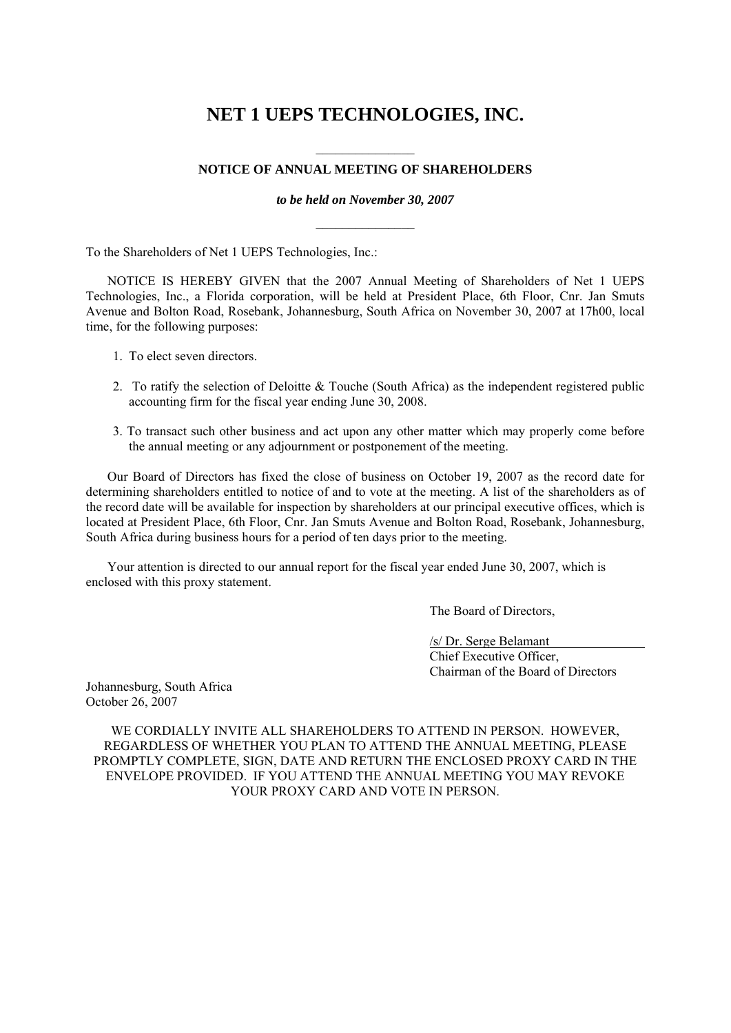# NET 1 UEPS TECHNOLOGIES, INC.

---

**NOTICE OF ANNUAL MEETING OF SHAREHOLDERS**

***to be held on November 30, 2007***

---

To the Shareholders of Net 1 UEPS Technologies, Inc.:

NOTICE IS HEREBY GIVEN that the 2007 Annual Meeting of Shareholders of Net 1 UEPS Technologies, Inc., a Florida corporation, will be held at President Place, 6th Floor, Cnr. Jan Smuts Avenue and Bolton Road, Rosebank, Johannesburg, South Africa on November 30, 2007 at 17h00, local time, for the following purposes:

1. To elect seven directors.
2. To ratify the selection of Deloitte & Touche (South Africa) as the independent registered public accounting firm for the fiscal year ending June 30, 2008.
3. To transact such other business and act upon any other matter which may properly come before the annual meeting or any adjournment or postponement of the meeting.

Our Board of Directors has fixed the close of business on October 19, 2007 as the record date for determining shareholders entitled to notice of and to vote at the meeting. A list of the shareholders as of the record date will be available for inspection by shareholders at our principal executive offices, which is located at President Place, 6th Floor, Cnr. Jan Smuts Avenue and Bolton Road, Rosebank, Johannesburg, South Africa during business hours for a period of ten days prior to the meeting.

Your attention is directed to our annual report for the fiscal year ended June 30, 2007, which is enclosed with this proxy statement.

The Board of Directors,

/s/ Dr. Serge Belamant
Chief Executive Officer,
Chairman of the Board of Directors

Johannesburg, South Africa
October 26, 2007

WE CORDIALLY INVITE ALL SHAREHOLDERS TO ATTEND IN PERSON. HOWEVER, REGARDLESS OF WHETHER YOU PLAN TO ATTEND THE ANNUAL MEETING, PLEASE PROMPTLY COMPLETE, SIGN, DATE AND RETURN THE ENCLOSED PROXY CARD IN THE ENVELOPE PROVIDED. IF YOU ATTEND THE ANNUAL MEETING YOU MAY REVOKE YOUR PROXY CARD AND VOTE IN PERSON.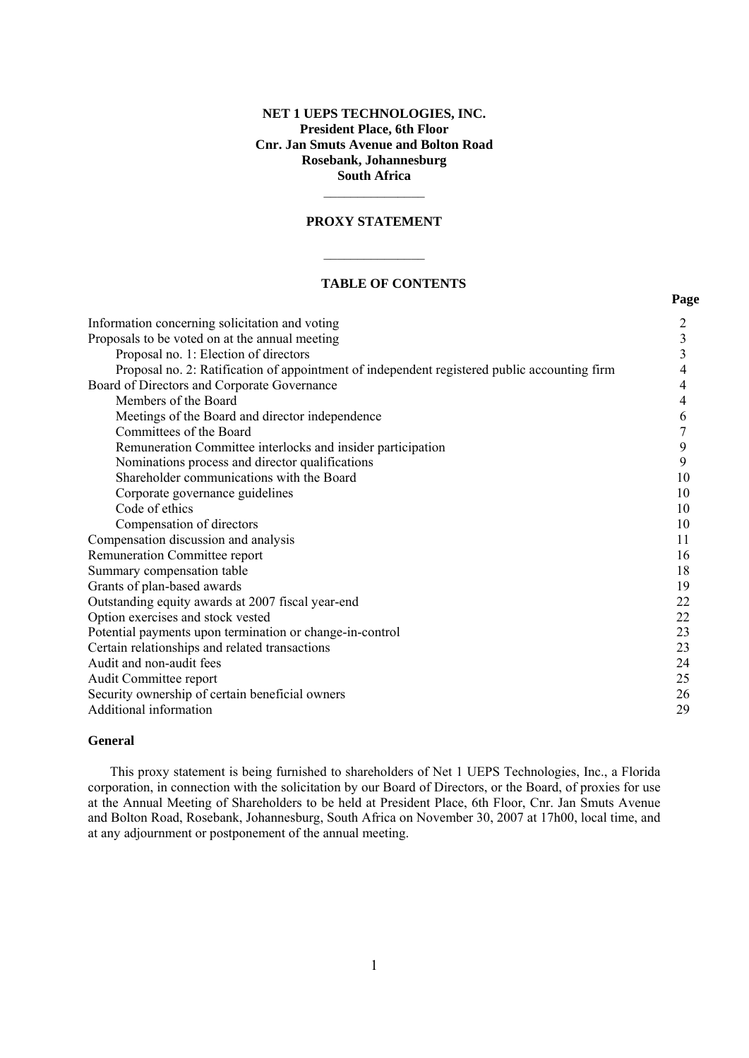**NET 1 UEPS TECHNOLOGIES, INC.**
**President Place, 6th Floor**
**Cnr. Jan Smuts Avenue and Bolton Road**
**Rosebank, Johannesburg**
**South Africa**

---

# PROXY STATEMENT

---

## TABLE OF CONTENTS

| | Page |
|---|---|
| Information concerning solicitation and voting | 2 |
| Proposals to be voted on at the annual meeting | 3 |
| Proposal no. 1: Election of directors | 3 |
| Proposal no. 2: Ratification of appointment of independent registered public accounting firm | 4 |
| Board of Directors and Corporate Governance | 4 |
| Members of the Board | 4 |
| Meetings of the Board and director independence | 6 |
| Committees of the Board | 7 |
| Remuneration Committee interlocks and insider participation | 9 |
| Nominations process and director qualifications | 9 |
| Shareholder communications with the Board | 10 |
| Corporate governance guidelines | 10 |
| Code of ethics | 10 |
| Compensation of directors | 10 |
| Compensation discussion and analysis | 11 |
| Remuneration Committee report | 16 |
| Summary compensation table | 18 |
| Grants of plan-based awards | 19 |
| Outstanding equity awards at 2007 fiscal year-end | 22 |
| Option exercises and stock vested | 22 |
| Potential payments upon termination or change-in-control | 23 |
| Certain relationships and related transactions | 23 |
| Audit and non-audit fees | 24 |
| Audit Committee report | 25 |
| Security ownership of certain beneficial owners | 26 |
| Additional information | 29 |

### General

This proxy statement is being furnished to shareholders of Net 1 UEPS Technologies, Inc., a Florida corporation, in connection with the solicitation by our Board of Directors, or the Board, of proxies for use at the Annual Meeting of Shareholders to be held at President Place, 6th Floor, Cnr. Jan Smuts Avenue and Bolton Road, Rosebank, Johannesburg, South Africa on November 30, 2007 at 17h00, local time, and at any adjournment or postponement of the annual meeting.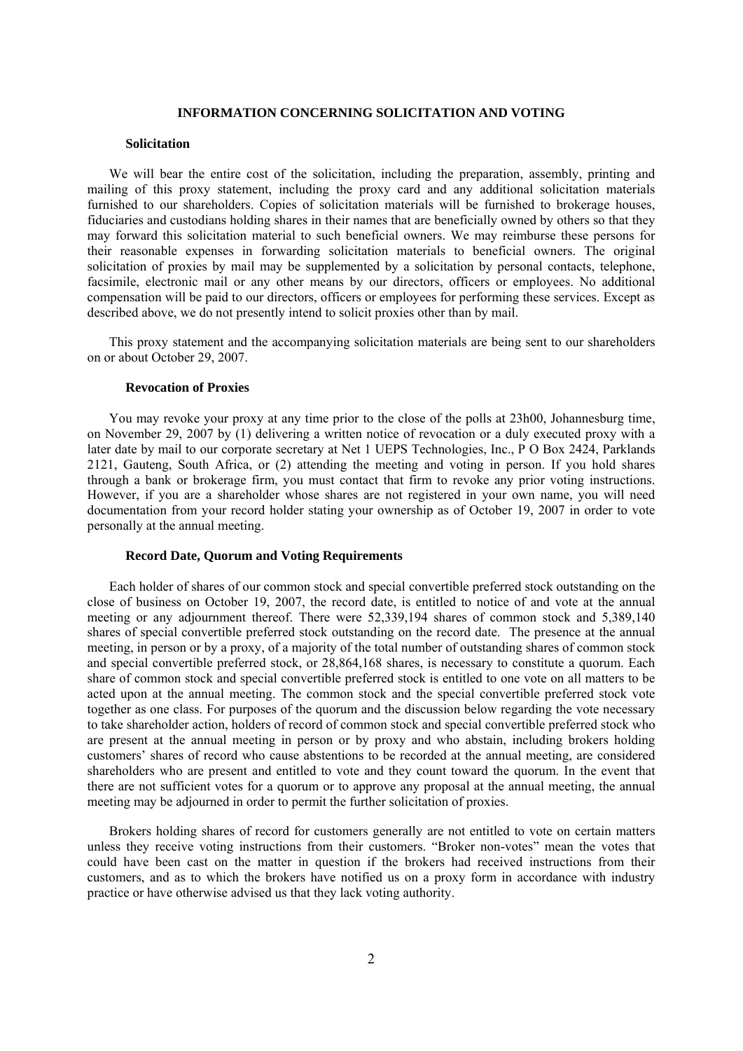## INFORMATION CONCERNING SOLICITATION AND VOTING

### Solicitation

We will bear the entire cost of the solicitation, including the preparation, assembly, printing and mailing of this proxy statement, including the proxy card and any additional solicitation materials furnished to our shareholders. Copies of solicitation materials will be furnished to brokerage houses, fiduciaries and custodians holding shares in their names that are beneficially owned by others so that they may forward this solicitation material to such beneficial owners. We may reimburse these persons for their reasonable expenses in forwarding solicitation materials to beneficial owners. The original solicitation of proxies by mail may be supplemented by a solicitation by personal contacts, telephone, facsimile, electronic mail or any other means by our directors, officers or employees. No additional compensation will be paid to our directors, officers or employees for performing these services. Except as described above, we do not presently intend to solicit proxies other than by mail.

This proxy statement and the accompanying solicitation materials are being sent to our shareholders on or about October 29, 2007.

### Revocation of Proxies

You may revoke your proxy at any time prior to the close of the polls at 23h00, Johannesburg time, on November 29, 2007 by (1) delivering a written notice of revocation or a duly executed proxy with a later date by mail to our corporate secretary at Net 1 UEPS Technologies, Inc., P O Box 2424, Parklands 2121, Gauteng, South Africa, or (2) attending the meeting and voting in person. If you hold shares through a bank or brokerage firm, you must contact that firm to revoke any prior voting instructions. However, if you are a shareholder whose shares are not registered in your own name, you will need documentation from your record holder stating your ownership as of October 19, 2007 in order to vote personally at the annual meeting.

### Record Date, Quorum and Voting Requirements

Each holder of shares of our common stock and special convertible preferred stock outstanding on the close of business on October 19, 2007, the record date, is entitled to notice of and vote at the annual meeting or any adjournment thereof. There were 52,339,194 shares of common stock and 5,389,140 shares of special convertible preferred stock outstanding on the record date. The presence at the annual meeting, in person or by a proxy, of a majority of the total number of outstanding shares of common stock and special convertible preferred stock, or 28,864,168 shares, is necessary to constitute a quorum. Each share of common stock and special convertible preferred stock is entitled to one vote on all matters to be acted upon at the annual meeting. The common stock and the special convertible preferred stock vote together as one class. For purposes of the quorum and the discussion below regarding the vote necessary to take shareholder action, holders of record of common stock and special convertible preferred stock who are present at the annual meeting in person or by proxy and who abstain, including brokers holding customers' shares of record who cause abstentions to be recorded at the annual meeting, are considered shareholders who are present and entitled to vote and they count toward the quorum. In the event that there are not sufficient votes for a quorum or to approve any proposal at the annual meeting, the annual meeting may be adjourned in order to permit the further solicitation of proxies.

Brokers holding shares of record for customers generally are not entitled to vote on certain matters unless they receive voting instructions from their customers. "Broker non-votes" mean the votes that could have been cast on the matter in question if the brokers had received instructions from their customers, and as to which the brokers have notified us on a proxy form in accordance with industry practice or have otherwise advised us that they lack voting authority.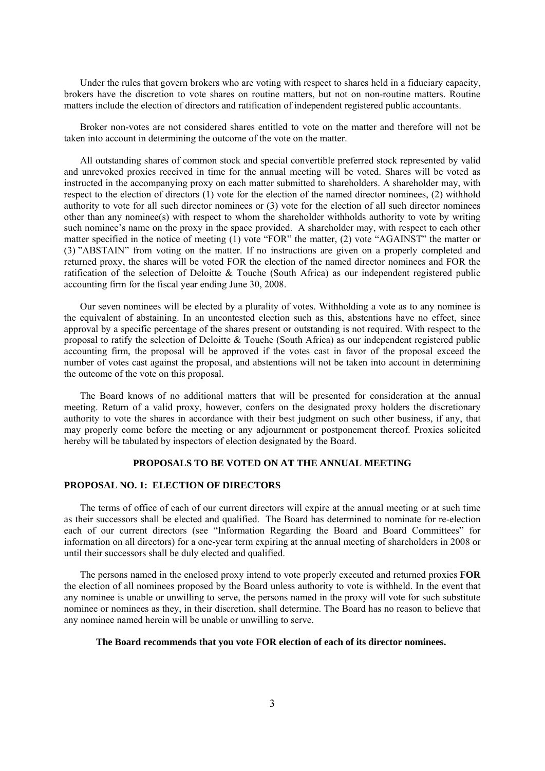Under the rules that govern brokers who are voting with respect to shares held in a fiduciary capacity, brokers have the discretion to vote shares on routine matters, but not on non-routine matters. Routine matters include the election of directors and ratification of independent registered public accountants.

Broker non-votes are not considered shares entitled to vote on the matter and therefore will not be taken into account in determining the outcome of the vote on the matter.

All outstanding shares of common stock and special convertible preferred stock represented by valid and unrevoked proxies received in time for the annual meeting will be voted. Shares will be voted as instructed in the accompanying proxy on each matter submitted to shareholders. A shareholder may, with respect to the election of directors (1) vote for the election of the named director nominees, (2) withhold authority to vote for all such director nominees or (3) vote for the election of all such director nominees other than any nominee(s) with respect to whom the shareholder withholds authority to vote by writing such nominee's name on the proxy in the space provided. A shareholder may, with respect to each other matter specified in the notice of meeting (1) vote "FOR" the matter, (2) vote "AGAINST" the matter or (3) "ABSTAIN" from voting on the matter. If no instructions are given on a properly completed and returned proxy, the shares will be voted FOR the election of the named director nominees and FOR the ratification of the selection of Deloitte & Touche (South Africa) as our independent registered public accounting firm for the fiscal year ending June 30, 2008.

Our seven nominees will be elected by a plurality of votes. Withholding a vote as to any nominee is the equivalent of abstaining. In an uncontested election such as this, abstentions have no effect, since approval by a specific percentage of the shares present or outstanding is not required. With respect to the proposal to ratify the selection of Deloitte & Touche (South Africa) as our independent registered public accounting firm, the proposal will be approved if the votes cast in favor of the proposal exceed the number of votes cast against the proposal, and abstentions will not be taken into account in determining the outcome of the vote on this proposal.

The Board knows of no additional matters that will be presented for consideration at the annual meeting. Return of a valid proxy, however, confers on the designated proxy holders the discretionary authority to vote the shares in accordance with their best judgment on such other business, if any, that may properly come before the meeting or any adjournment or postponement thereof. Proxies solicited hereby will be tabulated by inspectors of election designated by the Board.

## PROPOSALS TO BE VOTED ON AT THE ANNUAL MEETING

### PROPOSAL NO. 1: ELECTION OF DIRECTORS

The terms of office of each of our current directors will expire at the annual meeting or at such time as their successors shall be elected and qualified. The Board has determined to nominate for re-election each of our current directors (see "Information Regarding the Board and Board Committees" for information on all directors) for a one-year term expiring at the annual meeting of shareholders in 2008 or until their successors shall be duly elected and qualified.

The persons named in the enclosed proxy intend to vote properly executed and returned proxies **FOR** the election of all nominees proposed by the Board unless authority to vote is withheld. In the event that any nominee is unable or unwilling to serve, the persons named in the proxy will vote for such substitute nominee or nominees as they, in their discretion, shall determine. The Board has no reason to believe that any nominee named herein will be unable or unwilling to serve.

**The Board recommends that you vote FOR election of each of its director nominees.**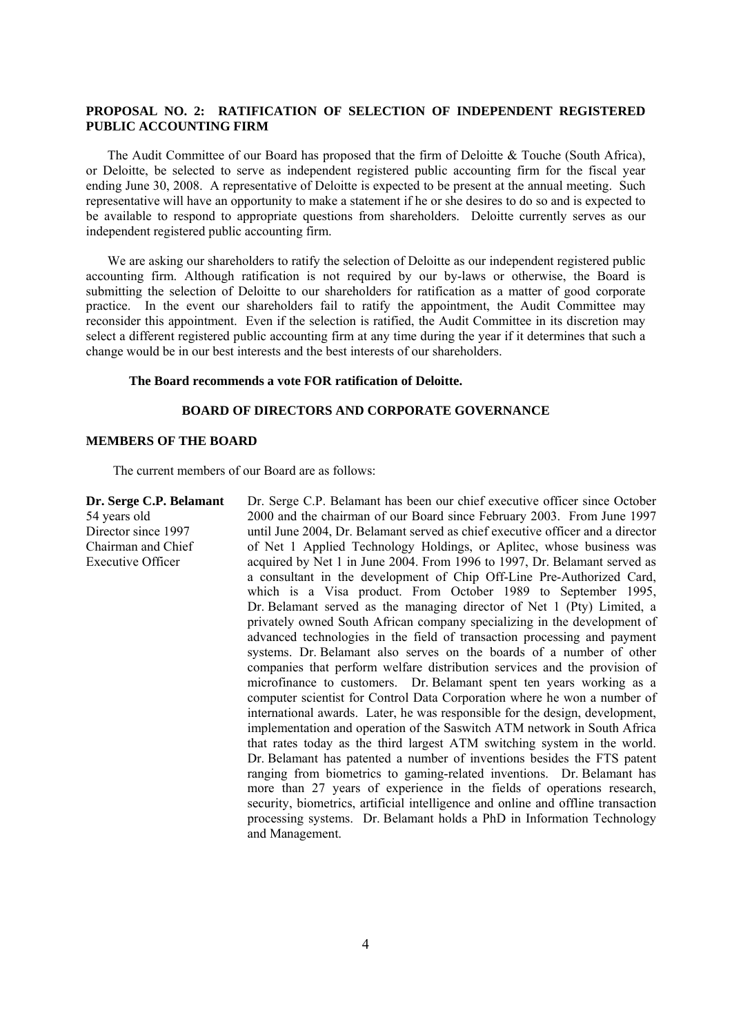## PROPOSAL NO. 2: RATIFICATION OF SELECTION OF INDEPENDENT REGISTERED PUBLIC ACCOUNTING FIRM

The Audit Committee of our Board has proposed that the firm of Deloitte & Touche (South Africa), or Deloitte, be selected to serve as independent registered public accounting firm for the fiscal year ending June 30, 2008. A representative of Deloitte is expected to be present at the annual meeting. Such representative will have an opportunity to make a statement if he or she desires to do so and is expected to be available to respond to appropriate questions from shareholders. Deloitte currently serves as our independent registered public accounting firm.

We are asking our shareholders to ratify the selection of Deloitte as our independent registered public accounting firm. Although ratification is not required by our by-laws or otherwise, the Board is submitting the selection of Deloitte to our shareholders for ratification as a matter of good corporate practice. In the event our shareholders fail to ratify the appointment, the Audit Committee may reconsider this appointment. Even if the selection is ratified, the Audit Committee in its discretion may select a different registered public accounting firm at any time during the year if it determines that such a change would be in our best interests and the best interests of our shareholders.

**The Board recommends a vote FOR ratification of Deloitte.**

## BOARD OF DIRECTORS AND CORPORATE GOVERNANCE

### MEMBERS OF THE BOARD

The current members of our Board are as follows:

**Dr. Serge C.P. Belamant**
54 years old
Director since 1997
Chairman and Chief Executive Officer

Dr. Serge C.P. Belamant has been our chief executive officer since October 2000 and the chairman of our Board since February 2003. From June 1997 until June 2004, Dr. Belamant served as chief executive officer and a director of Net 1 Applied Technology Holdings, or Aplitec, whose business was acquired by Net 1 in June 2004. From 1996 to 1997, Dr. Belamant served as a consultant in the development of Chip Off-Line Pre-Authorized Card, which is a Visa product. From October 1989 to September 1995, Dr. Belamant served as the managing director of Net 1 (Pty) Limited, a privately owned South African company specializing in the development of advanced technologies in the field of transaction processing and payment systems. Dr. Belamant also serves on the boards of a number of other companies that perform welfare distribution services and the provision of microfinance to customers. Dr. Belamant spent ten years working as a computer scientist for Control Data Corporation where he won a number of international awards. Later, he was responsible for the design, development, implementation and operation of the Saswitch ATM network in South Africa that rates today as the third largest ATM switching system in the world. Dr. Belamant has patented a number of inventions besides the FTS patent ranging from biometrics to gaming-related inventions. Dr. Belamant has more than 27 years of experience in the fields of operations research, security, biometrics, artificial intelligence and online and offline transaction processing systems. Dr. Belamant holds a PhD in Information Technology and Management.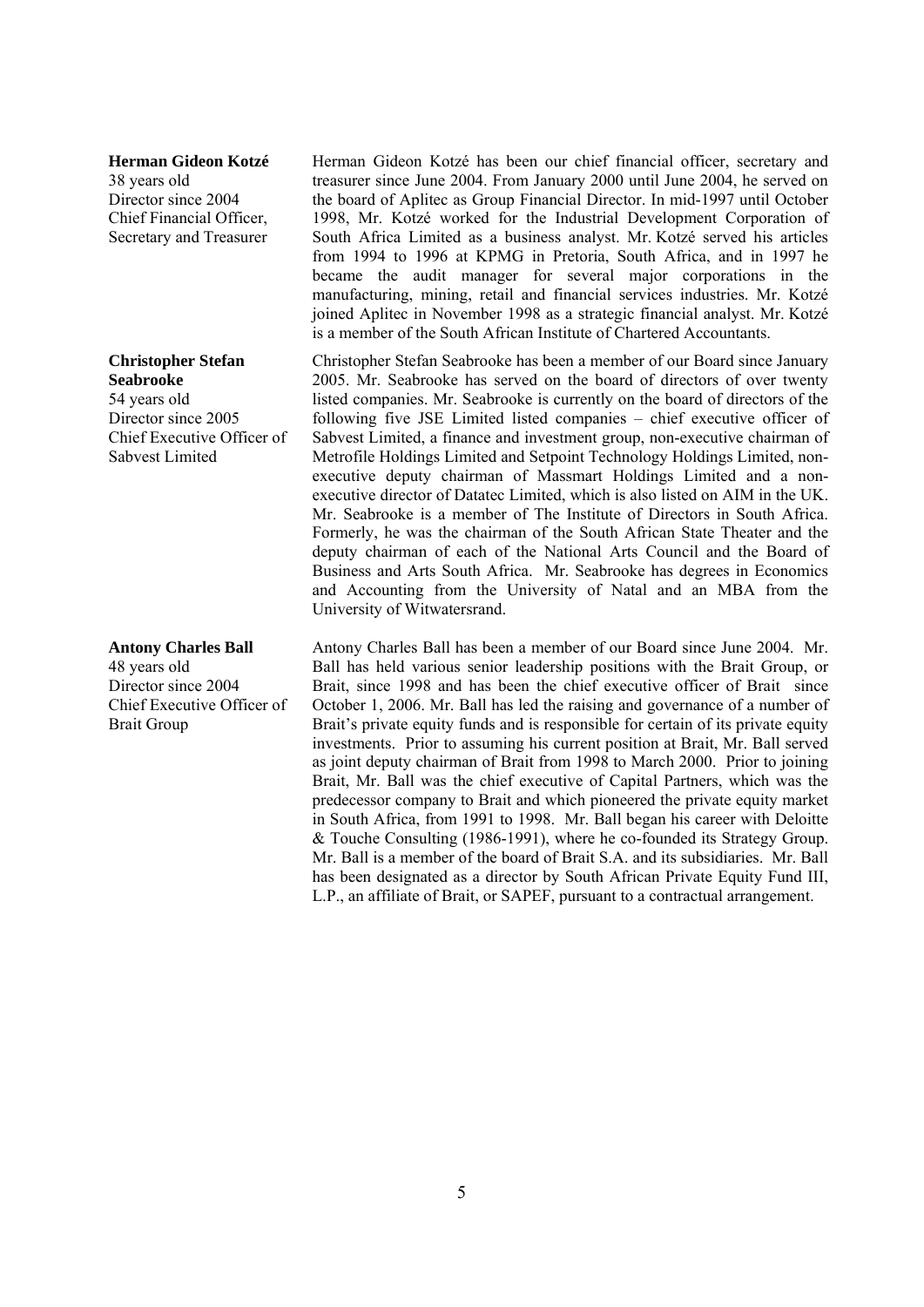**Herman Gideon Kotzé**
38 years old
Director since 2004
Chief Financial Officer, Secretary and Treasurer

Herman Gideon Kotzé has been our chief financial officer, secretary and treasurer since June 2004. From January 2000 until June 2004, he served on the board of Aplitec as Group Financial Director. In mid-1997 until October 1998, Mr. Kotzé worked for the Industrial Development Corporation of South Africa Limited as a business analyst. Mr. Kotzé served his articles from 1994 to 1996 at KPMG in Pretoria, South Africa, and in 1997 he became the audit manager for several major corporations in the manufacturing, mining, retail and financial services industries. Mr. Kotzé joined Aplitec in November 1998 as a strategic financial analyst. Mr. Kotzé is a member of the South African Institute of Chartered Accountants.

**Christopher Stefan Seabrooke**
54 years old
Director since 2005
Chief Executive Officer of Sabvest Limited

Christopher Stefan Seabrooke has been a member of our Board since January 2005. Mr. Seabrooke has served on the board of directors of over twenty listed companies. Mr. Seabrooke is currently on the board of directors of the following five JSE Limited listed companies – chief executive officer of Sabvest Limited, a finance and investment group, non-executive chairman of Metrofile Holdings Limited and Setpoint Technology Holdings Limited, non-executive deputy chairman of Massmart Holdings Limited and a non-executive director of Datatec Limited, which is also listed on AIM in the UK. Mr. Seabrooke is a member of The Institute of Directors in South Africa. Formerly, he was the chairman of the South African State Theater and the deputy chairman of each of the National Arts Council and the Board of Business and Arts South Africa. Mr. Seabrooke has degrees in Economics and Accounting from the University of Natal and an MBA from the University of Witwatersrand.

**Antony Charles Ball**
48 years old
Director since 2004
Chief Executive Officer of Brait Group

Antony Charles Ball has been a member of our Board since June 2004. Mr. Ball has held various senior leadership positions with the Brait Group, or Brait, since 1998 and has been the chief executive officer of Brait since October 1, 2006. Mr. Ball has led the raising and governance of a number of Brait's private equity funds and is responsible for certain of its private equity investments. Prior to assuming his current position at Brait, Mr. Ball served as joint deputy chairman of Brait from 1998 to March 2000. Prior to joining Brait, Mr. Ball was the chief executive of Capital Partners, which was the predecessor company to Brait and which pioneered the private equity market in South Africa, from 1991 to 1998. Mr. Ball began his career with Deloitte & Touche Consulting (1986-1991), where he co-founded its Strategy Group. Mr. Ball is a member of the board of Brait S.A. and its subsidiaries. Mr. Ball has been designated as a director by South African Private Equity Fund III, L.P., an affiliate of Brait, or SAPEF, pursuant to a contractual arrangement.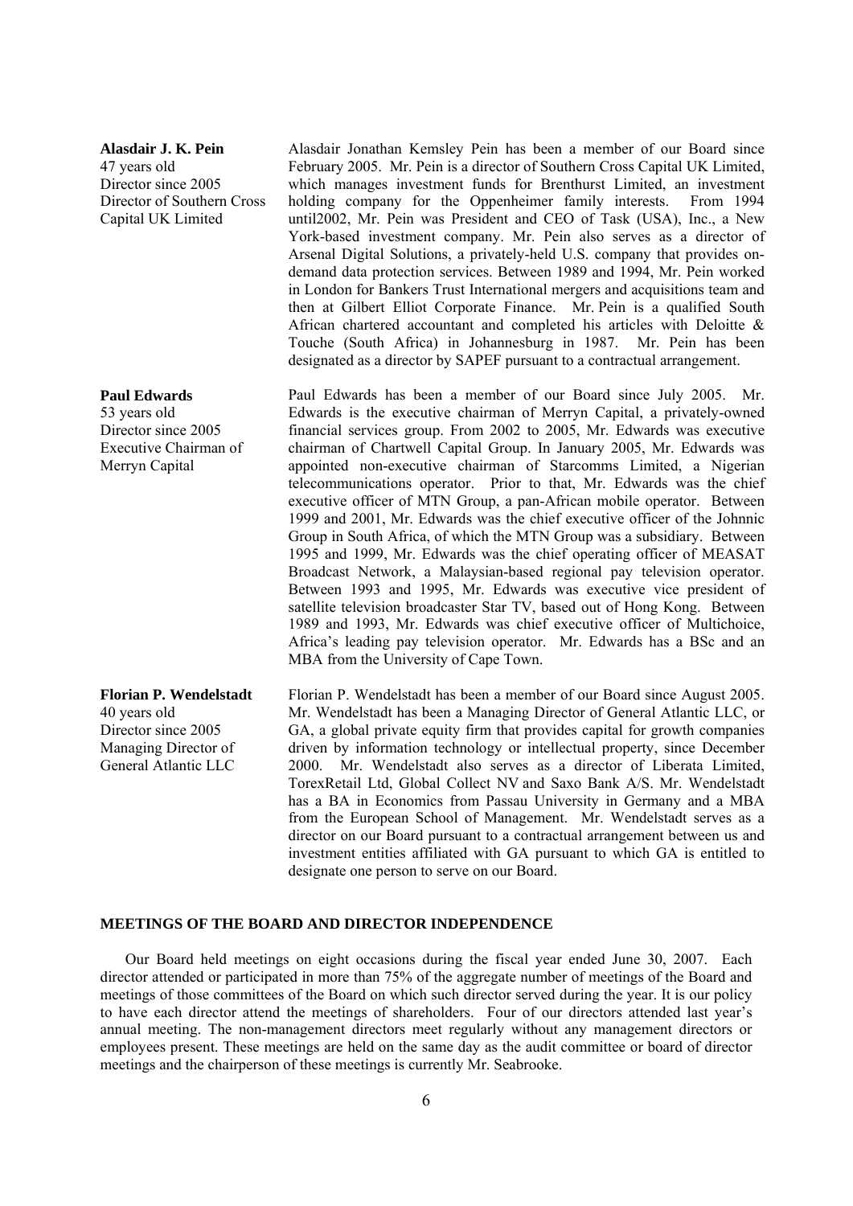**Alasdair J. K. Pein**
47 years old
Director since 2005
Director of Southern Cross Capital UK Limited

Alasdair Jonathan Kemsley Pein has been a member of our Board since February 2005. Mr. Pein is a director of Southern Cross Capital UK Limited, which manages investment funds for Brenthurst Limited, an investment holding company for the Oppenheimer family interests. From 1994 until2002, Mr. Pein was President and CEO of Task (USA), Inc., a New York-based investment company. Mr. Pein also serves as a director of Arsenal Digital Solutions, a privately-held U.S. company that provides on-demand data protection services. Between 1989 and 1994, Mr. Pein worked in London for Bankers Trust International mergers and acquisitions team and then at Gilbert Elliot Corporate Finance. Mr. Pein is a qualified South African chartered accountant and completed his articles with Deloitte & Touche (South Africa) in Johannesburg in 1987. Mr. Pein has been designated as a director by SAPEF pursuant to a contractual arrangement.

**Paul Edwards**
53 years old
Director since 2005
Executive Chairman of Merryn Capital

Paul Edwards has been a member of our Board since July 2005. Mr. Edwards is the executive chairman of Merryn Capital, a privately-owned financial services group. From 2002 to 2005, Mr. Edwards was executive chairman of Chartwell Capital Group. In January 2005, Mr. Edwards was appointed non-executive chairman of Starcomms Limited, a Nigerian telecommunications operator. Prior to that, Mr. Edwards was the chief executive officer of MTN Group, a pan-African mobile operator. Between 1999 and 2001, Mr. Edwards was the chief executive officer of the Johnnic Group in South Africa, of which the MTN Group was a subsidiary. Between 1995 and 1999, Mr. Edwards was the chief operating officer of MEASAT Broadcast Network, a Malaysian-based regional pay television operator. Between 1993 and 1995, Mr. Edwards was executive vice president of satellite television broadcaster Star TV, based out of Hong Kong. Between 1989 and 1993, Mr. Edwards was chief executive officer of Multichoice, Africa's leading pay television operator. Mr. Edwards has a BSc and an MBA from the University of Cape Town.

**Florian P. Wendelstadt**
40 years old
Director since 2005
Managing Director of General Atlantic LLC

Florian P. Wendelstadt has been a member of our Board since August 2005. Mr. Wendelstadt has been a Managing Director of General Atlantic LLC, or GA, a global private equity firm that provides capital for growth companies driven by information technology or intellectual property, since December 2000. Mr. Wendelstadt also serves as a director of Liberata Limited, TorexRetail Ltd, Global Collect NV and Saxo Bank A/S. Mr. Wendelstadt has a BA in Economics from Passau University in Germany and a MBA from the European School of Management. Mr. Wendelstadt serves as a director on our Board pursuant to a contractual arrangement between us and investment entities affiliated with GA pursuant to which GA is entitled to designate one person to serve on our Board.

## MEETINGS OF THE BOARD AND DIRECTOR INDEPENDENCE

Our Board held meetings on eight occasions during the fiscal year ended June 30, 2007. Each director attended or participated in more than 75% of the aggregate number of meetings of the Board and meetings of those committees of the Board on which such director served during the year. It is our policy to have each director attend the meetings of shareholders. Four of our directors attended last year's annual meeting. The non-management directors meet regularly without any management directors or employees present. These meetings are held on the same day as the audit committee or board of director meetings and the chairperson of these meetings is currently Mr. Seabrooke.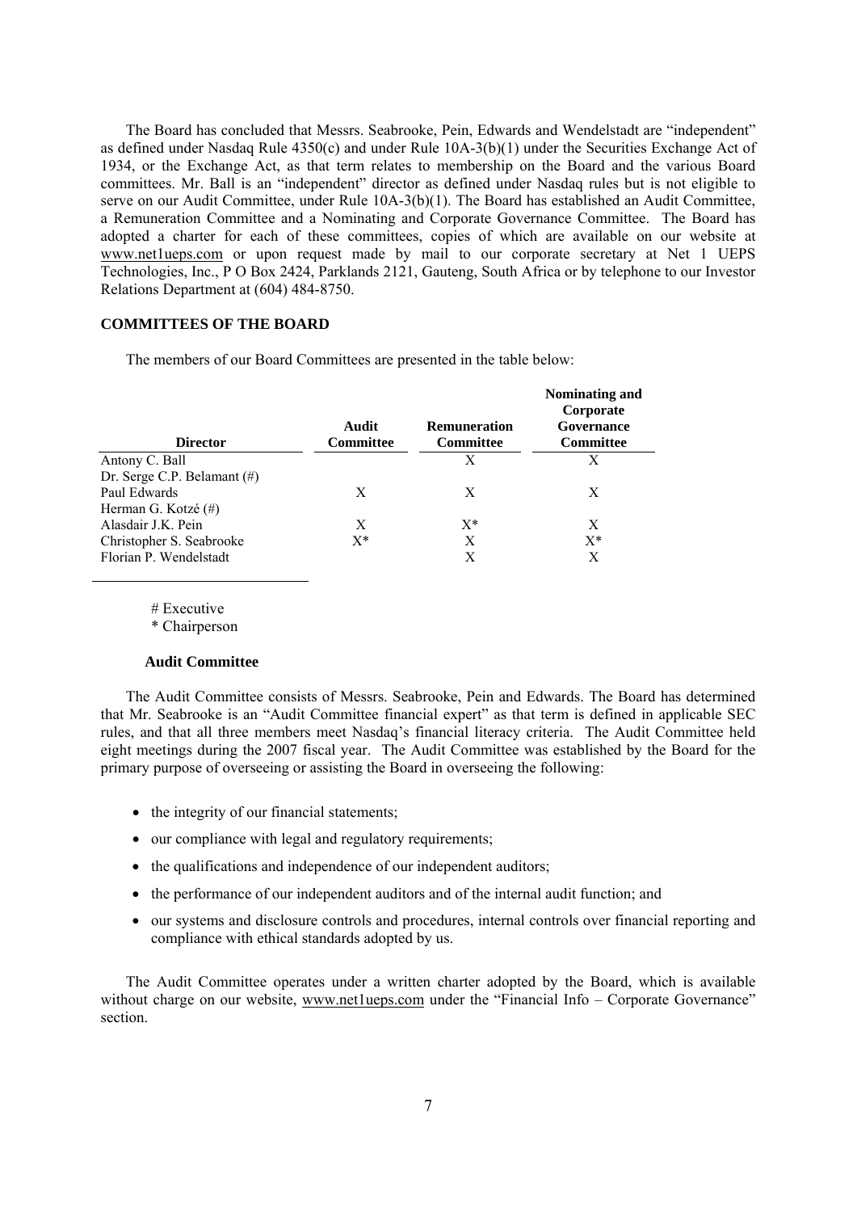The Board has concluded that Messrs. Seabrooke, Pein, Edwards and Wendelstadt are "independent" as defined under Nasdaq Rule 4350(c) and under Rule 10A-3(b)(1) under the Securities Exchange Act of 1934, or the Exchange Act, as that term relates to membership on the Board and the various Board committees. Mr. Ball is an "independent" director as defined under Nasdaq rules but is not eligible to serve on our Audit Committee, under Rule 10A-3(b)(1). The Board has established an Audit Committee, a Remuneration Committee and a Nominating and Corporate Governance Committee. The Board has adopted a charter for each of these committees, copies of which are available on our website at www.net1ueps.com or upon request made by mail to our corporate secretary at Net 1 UEPS Technologies, Inc., P O Box 2424, Parklands 2121, Gauteng, South Africa or by telephone to our Investor Relations Department at (604) 484-8750.

## COMMITTEES OF THE BOARD

The members of our Board Committees are presented in the table below:

| Director | Audit Committee | Remuneration Committee | Nominating and Corporate Governance Committee |
|---|---|---|---|
| Antony C. Ball | | X | X |
| Dr. Serge C.P. Belamant (#) | | | |
| Paul Edwards | X | X | X |
| Herman G. Kotzé (#) | | | |
| Alasdair J.K. Pein | X | X* | X |
| Christopher S. Seabrooke | X* | X | X* |
| Florian P. Wendelstadt | | X | X |

# Executive
\* Chairperson

### Audit Committee

The Audit Committee consists of Messrs. Seabrooke, Pein and Edwards. The Board has determined that Mr. Seabrooke is an "Audit Committee financial expert" as that term is defined in applicable SEC rules, and that all three members meet Nasdaq's financial literacy criteria. The Audit Committee held eight meetings during the 2007 fiscal year. The Audit Committee was established by the Board for the primary purpose of overseeing or assisting the Board in overseeing the following:

- the integrity of our financial statements;
- our compliance with legal and regulatory requirements;
- the qualifications and independence of our independent auditors;
- the performance of our independent auditors and of the internal audit function; and
- our systems and disclosure controls and procedures, internal controls over financial reporting and compliance with ethical standards adopted by us.

The Audit Committee operates under a written charter adopted by the Board, which is available without charge on our website, www.net1ueps.com under the "Financial Info – Corporate Governance" section.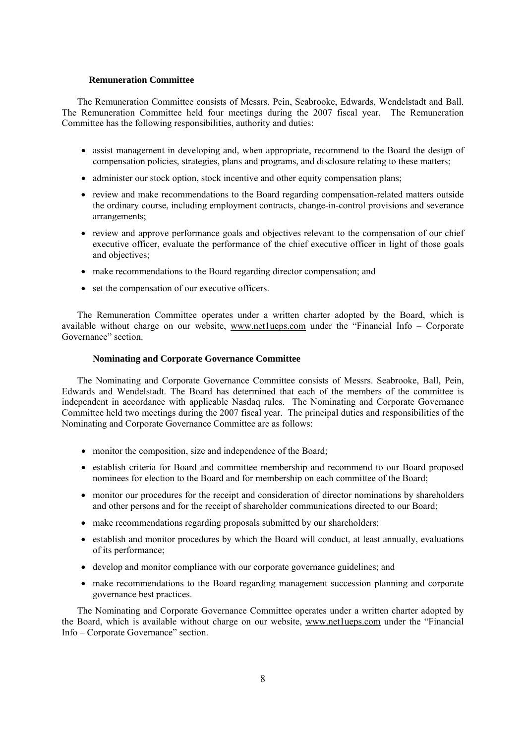### Remuneration Committee

The Remuneration Committee consists of Messrs. Pein, Seabrooke, Edwards, Wendelstadt and Ball. The Remuneration Committee held four meetings during the 2007 fiscal year. The Remuneration Committee has the following responsibilities, authority and duties:

- assist management in developing and, when appropriate, recommend to the Board the design of compensation policies, strategies, plans and programs, and disclosure relating to these matters;
- administer our stock option, stock incentive and other equity compensation plans;
- review and make recommendations to the Board regarding compensation-related matters outside the ordinary course, including employment contracts, change-in-control provisions and severance arrangements;
- review and approve performance goals and objectives relevant to the compensation of our chief executive officer, evaluate the performance of the chief executive officer in light of those goals and objectives;
- make recommendations to the Board regarding director compensation; and
- set the compensation of our executive officers.

The Remuneration Committee operates under a written charter adopted by the Board, which is available without charge on our website, www.net1ueps.com under the "Financial Info – Corporate Governance" section.

### Nominating and Corporate Governance Committee

The Nominating and Corporate Governance Committee consists of Messrs. Seabrooke, Ball, Pein, Edwards and Wendelstadt. The Board has determined that each of the members of the committee is independent in accordance with applicable Nasdaq rules. The Nominating and Corporate Governance Committee held two meetings during the 2007 fiscal year. The principal duties and responsibilities of the Nominating and Corporate Governance Committee are as follows:

- monitor the composition, size and independence of the Board;
- establish criteria for Board and committee membership and recommend to our Board proposed nominees for election to the Board and for membership on each committee of the Board;
- monitor our procedures for the receipt and consideration of director nominations by shareholders and other persons and for the receipt of shareholder communications directed to our Board;
- make recommendations regarding proposals submitted by our shareholders;
- establish and monitor procedures by which the Board will conduct, at least annually, evaluations of its performance;
- develop and monitor compliance with our corporate governance guidelines; and
- make recommendations to the Board regarding management succession planning and corporate governance best practices.

The Nominating and Corporate Governance Committee operates under a written charter adopted by the Board, which is available without charge on our website, www.net1ueps.com under the "Financial Info – Corporate Governance" section.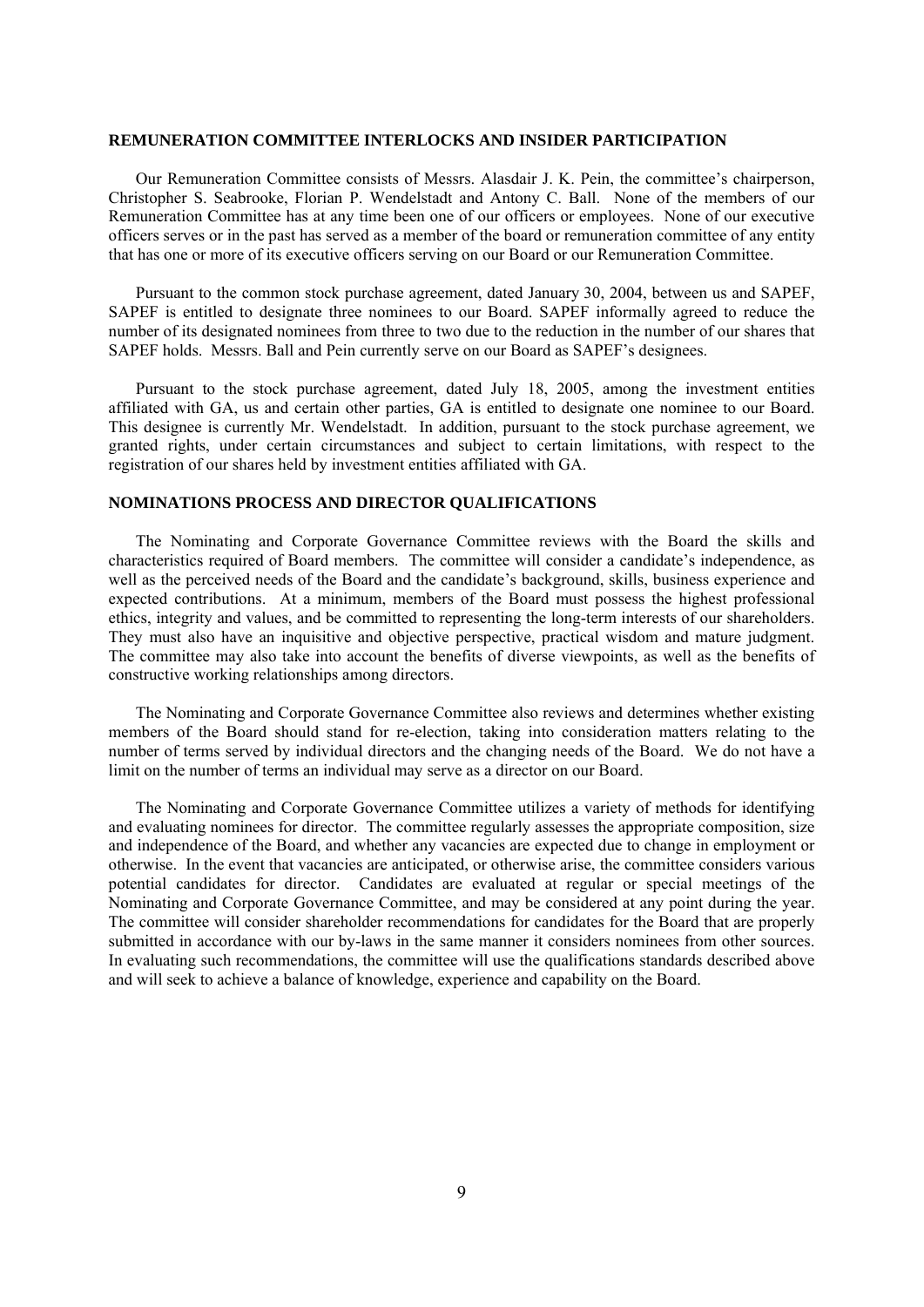## REMUNERATION COMMITTEE INTERLOCKS AND INSIDER PARTICIPATION

Our Remuneration Committee consists of Messrs. Alasdair J. K. Pein, the committee's chairperson, Christopher S. Seabrooke, Florian P. Wendelstadt and Antony C. Ball. None of the members of our Remuneration Committee has at any time been one of our officers or employees. None of our executive officers serves or in the past has served as a member of the board or remuneration committee of any entity that has one or more of its executive officers serving on our Board or our Remuneration Committee.

Pursuant to the common stock purchase agreement, dated January 30, 2004, between us and SAPEF, SAPEF is entitled to designate three nominees to our Board. SAPEF informally agreed to reduce the number of its designated nominees from three to two due to the reduction in the number of our shares that SAPEF holds. Messrs. Ball and Pein currently serve on our Board as SAPEF's designees.

Pursuant to the stock purchase agreement, dated July 18, 2005, among the investment entities affiliated with GA, us and certain other parties, GA is entitled to designate one nominee to our Board. This designee is currently Mr. Wendelstadt. In addition, pursuant to the stock purchase agreement, we granted rights, under certain circumstances and subject to certain limitations, with respect to the registration of our shares held by investment entities affiliated with GA.

## NOMINATIONS PROCESS AND DIRECTOR QUALIFICATIONS

The Nominating and Corporate Governance Committee reviews with the Board the skills and characteristics required of Board members. The committee will consider a candidate's independence, as well as the perceived needs of the Board and the candidate's background, skills, business experience and expected contributions. At a minimum, members of the Board must possess the highest professional ethics, integrity and values, and be committed to representing the long-term interests of our shareholders. They must also have an inquisitive and objective perspective, practical wisdom and mature judgment. The committee may also take into account the benefits of diverse viewpoints, as well as the benefits of constructive working relationships among directors.

The Nominating and Corporate Governance Committee also reviews and determines whether existing members of the Board should stand for re-election, taking into consideration matters relating to the number of terms served by individual directors and the changing needs of the Board. We do not have a limit on the number of terms an individual may serve as a director on our Board.

The Nominating and Corporate Governance Committee utilizes a variety of methods for identifying and evaluating nominees for director. The committee regularly assesses the appropriate composition, size and independence of the Board, and whether any vacancies are expected due to change in employment or otherwise. In the event that vacancies are anticipated, or otherwise arise, the committee considers various potential candidates for director. Candidates are evaluated at regular or special meetings of the Nominating and Corporate Governance Committee, and may be considered at any point during the year. The committee will consider shareholder recommendations for candidates for the Board that are properly submitted in accordance with our by-laws in the same manner it considers nominees from other sources. In evaluating such recommendations, the committee will use the qualifications standards described above and will seek to achieve a balance of knowledge, experience and capability on the Board.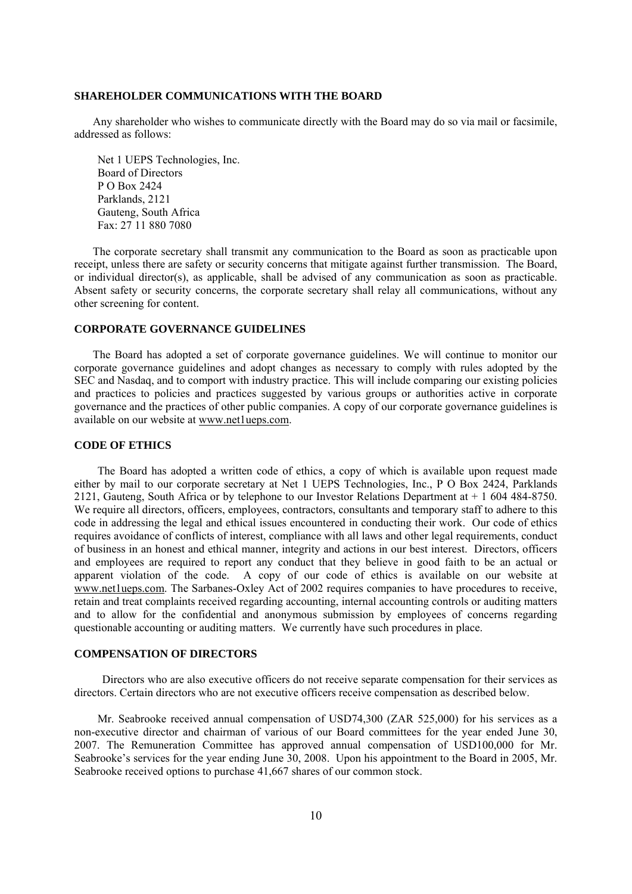## SHAREHOLDER COMMUNICATIONS WITH THE BOARD

Any shareholder who wishes to communicate directly with the Board may do so via mail or facsimile, addressed as follows:

Net 1 UEPS Technologies, Inc.
Board of Directors
P O Box 2424
Parklands, 2121
Gauteng, South Africa
Fax: 27 11 880 7080

The corporate secretary shall transmit any communication to the Board as soon as practicable upon receipt, unless there are safety or security concerns that mitigate against further transmission. The Board, or individual director(s), as applicable, shall be advised of any communication as soon as practicable. Absent safety or security concerns, the corporate secretary shall relay all communications, without any other screening for content.

## CORPORATE GOVERNANCE GUIDELINES

The Board has adopted a set of corporate governance guidelines. We will continue to monitor our corporate governance guidelines and adopt changes as necessary to comply with rules adopted by the SEC and Nasdaq, and to comport with industry practice. This will include comparing our existing policies and practices to policies and practices suggested by various groups or authorities active in corporate governance and the practices of other public companies. A copy of our corporate governance guidelines is available on our website at www.net1ueps.com.

## CODE OF ETHICS

The Board has adopted a written code of ethics, a copy of which is available upon request made either by mail to our corporate secretary at Net 1 UEPS Technologies, Inc., P O Box 2424, Parklands 2121, Gauteng, South Africa or by telephone to our Investor Relations Department at + 1 604 484-8750. We require all directors, officers, employees, contractors, consultants and temporary staff to adhere to this code in addressing the legal and ethical issues encountered in conducting their work. Our code of ethics requires avoidance of conflicts of interest, compliance with all laws and other legal requirements, conduct of business in an honest and ethical manner, integrity and actions in our best interest. Directors, officers and employees are required to report any conduct that they believe in good faith to be an actual or apparent violation of the code. A copy of our code of ethics is available on our website at www.net1ueps.com. The Sarbanes-Oxley Act of 2002 requires companies to have procedures to receive, retain and treat complaints received regarding accounting, internal accounting controls or auditing matters and to allow for the confidential and anonymous submission by employees of concerns regarding questionable accounting or auditing matters. We currently have such procedures in place.

## COMPENSATION OF DIRECTORS

Directors who are also executive officers do not receive separate compensation for their services as directors. Certain directors who are not executive officers receive compensation as described below.

Mr. Seabrooke received annual compensation of USD74,300 (ZAR 525,000) for his services as a non-executive director and chairman of various of our Board committees for the year ended June 30, 2007. The Remuneration Committee has approved annual compensation of USD100,000 for Mr. Seabrooke's services for the year ending June 30, 2008. Upon his appointment to the Board in 2005, Mr. Seabrooke received options to purchase 41,667 shares of our common stock.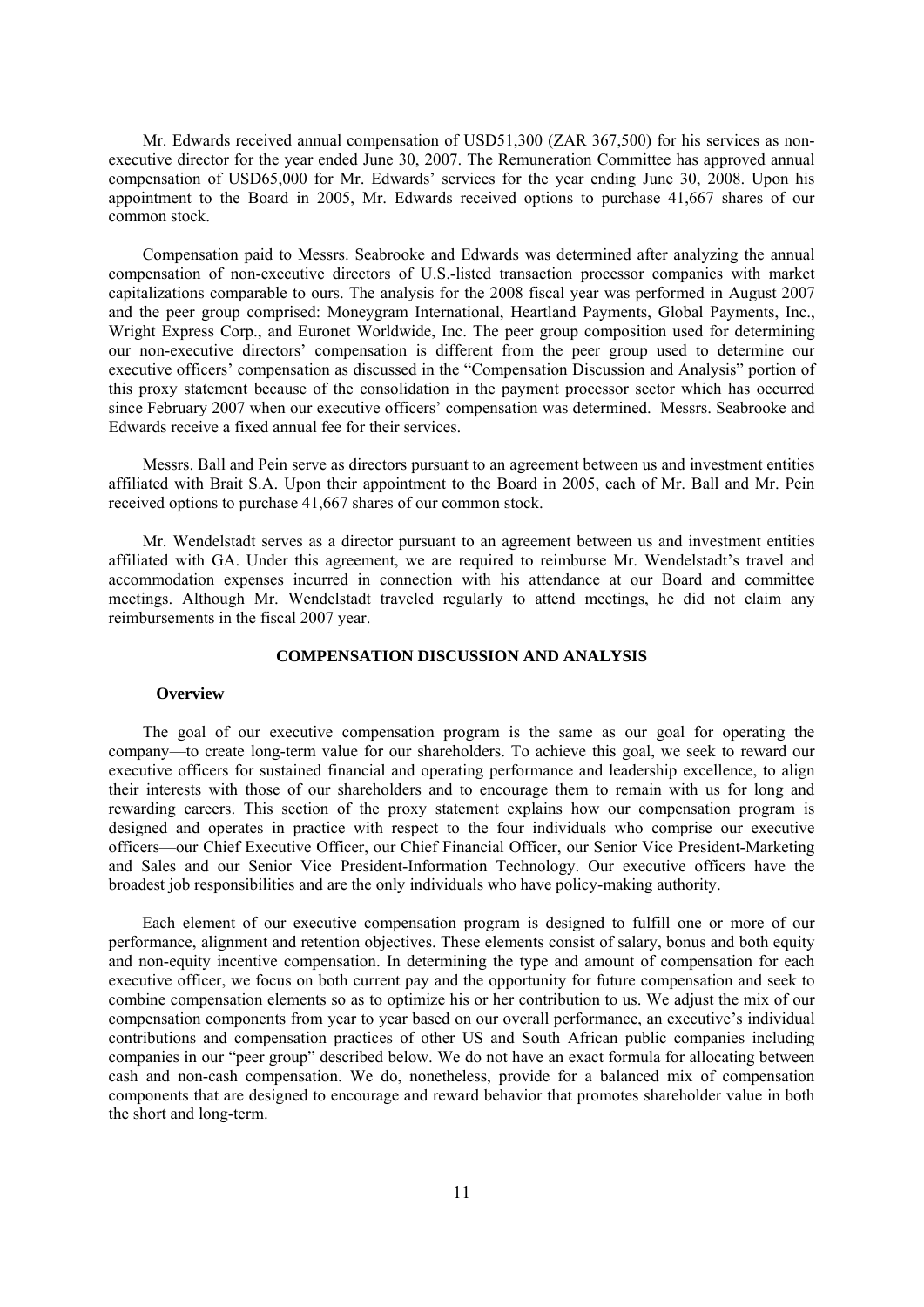Mr. Edwards received annual compensation of USD51,300 (ZAR 367,500) for his services as non-executive director for the year ended June 30, 2007. The Remuneration Committee has approved annual compensation of USD65,000 for Mr. Edwards' services for the year ending June 30, 2008. Upon his appointment to the Board in 2005, Mr. Edwards received options to purchase 41,667 shares of our common stock.

Compensation paid to Messrs. Seabrooke and Edwards was determined after analyzing the annual compensation of non-executive directors of U.S.-listed transaction processor companies with market capitalizations comparable to ours. The analysis for the 2008 fiscal year was performed in August 2007 and the peer group comprised: Moneygram International, Heartland Payments, Global Payments, Inc., Wright Express Corp., and Euronet Worldwide, Inc. The peer group composition used for determining our non-executive directors' compensation is different from the peer group used to determine our executive officers' compensation as discussed in the "Compensation Discussion and Analysis" portion of this proxy statement because of the consolidation in the payment processor sector which has occurred since February 2007 when our executive officers' compensation was determined. Messrs. Seabrooke and Edwards receive a fixed annual fee for their services.

Messrs. Ball and Pein serve as directors pursuant to an agreement between us and investment entities affiliated with Brait S.A. Upon their appointment to the Board in 2005, each of Mr. Ball and Mr. Pein received options to purchase 41,667 shares of our common stock.

Mr. Wendelstadt serves as a director pursuant to an agreement between us and investment entities affiliated with GA. Under this agreement, we are required to reimburse Mr. Wendelstadt's travel and accommodation expenses incurred in connection with his attendance at our Board and committee meetings. Although Mr. Wendelstadt traveled regularly to attend meetings, he did not claim any reimbursements in the fiscal 2007 year.

## COMPENSATION DISCUSSION AND ANALYSIS

### Overview

The goal of our executive compensation program is the same as our goal for operating the company—to create long-term value for our shareholders. To achieve this goal, we seek to reward our executive officers for sustained financial and operating performance and leadership excellence, to align their interests with those of our shareholders and to encourage them to remain with us for long and rewarding careers. This section of the proxy statement explains how our compensation program is designed and operates in practice with respect to the four individuals who comprise our executive officers—our Chief Executive Officer, our Chief Financial Officer, our Senior Vice President-Marketing and Sales and our Senior Vice President-Information Technology. Our executive officers have the broadest job responsibilities and are the only individuals who have policy-making authority.

Each element of our executive compensation program is designed to fulfill one or more of our performance, alignment and retention objectives. These elements consist of salary, bonus and both equity and non-equity incentive compensation. In determining the type and amount of compensation for each executive officer, we focus on both current pay and the opportunity for future compensation and seek to combine compensation elements so as to optimize his or her contribution to us. We adjust the mix of our compensation components from year to year based on our overall performance, an executive's individual contributions and compensation practices of other US and South African public companies including companies in our "peer group" described below. We do not have an exact formula for allocating between cash and non-cash compensation. We do, nonetheless, provide for a balanced mix of compensation components that are designed to encourage and reward behavior that promotes shareholder value in both the short and long-term.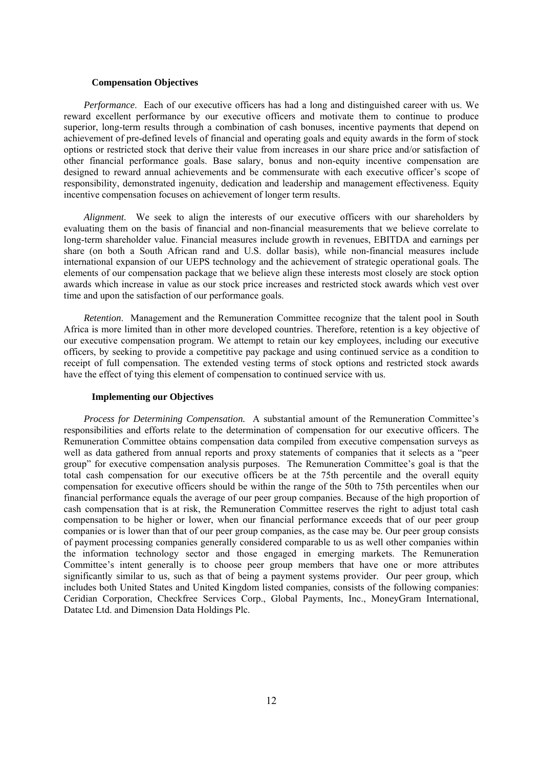### Compensation Objectives

*Performance*. Each of our executive officers has had a long and distinguished career with us. We reward excellent performance by our executive officers and motivate them to continue to produce superior, long-term results through a combination of cash bonuses, incentive payments that depend on achievement of pre-defined levels of financial and operating goals and equity awards in the form of stock options or restricted stock that derive their value from increases in our share price and/or satisfaction of other financial performance goals. Base salary, bonus and non-equity incentive compensation are designed to reward annual achievements and be commensurate with each executive officer's scope of responsibility, demonstrated ingenuity, dedication and leadership and management effectiveness. Equity incentive compensation focuses on achievement of longer term results.

*Alignment.* We seek to align the interests of our executive officers with our shareholders by evaluating them on the basis of financial and non-financial measurements that we believe correlate to long-term shareholder value. Financial measures include growth in revenues, EBITDA and earnings per share (on both a South African rand and U.S. dollar basis), while non-financial measures include international expansion of our UEPS technology and the achievement of strategic operational goals. The elements of our compensation package that we believe align these interests most closely are stock option awards which increase in value as our stock price increases and restricted stock awards which vest over time and upon the satisfaction of our performance goals.

*Retention*. Management and the Remuneration Committee recognize that the talent pool in South Africa is more limited than in other more developed countries. Therefore, retention is a key objective of our executive compensation program. We attempt to retain our key employees, including our executive officers, by seeking to provide a competitive pay package and using continued service as a condition to receipt of full compensation. The extended vesting terms of stock options and restricted stock awards have the effect of tying this element of compensation to continued service with us.

### Implementing our Objectives

*Process for Determining Compensation.* A substantial amount of the Remuneration Committee's responsibilities and efforts relate to the determination of compensation for our executive officers. The Remuneration Committee obtains compensation data compiled from executive compensation surveys as well as data gathered from annual reports and proxy statements of companies that it selects as a "peer group" for executive compensation analysis purposes. The Remuneration Committee's goal is that the total cash compensation for our executive officers be at the 75th percentile and the overall equity compensation for executive officers should be within the range of the 50th to 75th percentiles when our financial performance equals the average of our peer group companies. Because of the high proportion of cash compensation that is at risk, the Remuneration Committee reserves the right to adjust total cash compensation to be higher or lower, when our financial performance exceeds that of our peer group companies or is lower than that of our peer group companies, as the case may be. Our peer group consists of payment processing companies generally considered comparable to us as well other companies within the information technology sector and those engaged in emerging markets. The Remuneration Committee's intent generally is to choose peer group members that have one or more attributes significantly similar to us, such as that of being a payment systems provider. Our peer group, which includes both United States and United Kingdom listed companies, consists of the following companies: Ceridian Corporation, Checkfree Services Corp., Global Payments, Inc., MoneyGram International, Datatec Ltd. and Dimension Data Holdings Plc.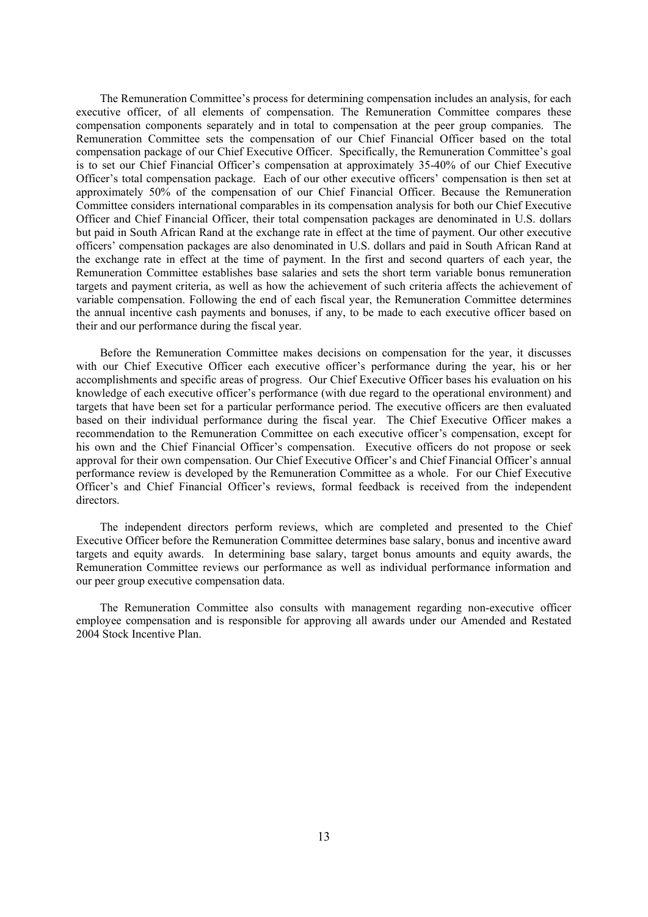The Remuneration Committee's process for determining compensation includes an analysis, for each executive officer, of all elements of compensation. The Remuneration Committee compares these compensation components separately and in total to compensation at the peer group companies. The Remuneration Committee sets the compensation of our Chief Financial Officer based on the total compensation package of our Chief Executive Officer. Specifically, the Remuneration Committee's goal is to set our Chief Financial Officer's compensation at approximately 35-40% of our Chief Executive Officer's total compensation package. Each of our other executive officers' compensation is then set at approximately 50% of the compensation of our Chief Financial Officer. Because the Remuneration Committee considers international comparables in its compensation analysis for both our Chief Executive Officer and Chief Financial Officer, their total compensation packages are denominated in U.S. dollars but paid in South African Rand at the exchange rate in effect at the time of payment. Our other executive officers' compensation packages are also denominated in U.S. dollars and paid in South African Rand at the exchange rate in effect at the time of payment. In the first and second quarters of each year, the Remuneration Committee establishes base salaries and sets the short term variable bonus remuneration targets and payment criteria, as well as how the achievement of such criteria affects the achievement of variable compensation. Following the end of each fiscal year, the Remuneration Committee determines the annual incentive cash payments and bonuses, if any, to be made to each executive officer based on their and our performance during the fiscal year.

Before the Remuneration Committee makes decisions on compensation for the year, it discusses with our Chief Executive Officer each executive officer's performance during the year, his or her accomplishments and specific areas of progress. Our Chief Executive Officer bases his evaluation on his knowledge of each executive officer's performance (with due regard to the operational environment) and targets that have been set for a particular performance period. The executive officers are then evaluated based on their individual performance during the fiscal year. The Chief Executive Officer makes a recommendation to the Remuneration Committee on each executive officer's compensation, except for his own and the Chief Financial Officer's compensation. Executive officers do not propose or seek approval for their own compensation. Our Chief Executive Officer's and Chief Financial Officer's annual performance review is developed by the Remuneration Committee as a whole. For our Chief Executive Officer's and Chief Financial Officer's reviews, formal feedback is received from the independent directors.

The independent directors perform reviews, which are completed and presented to the Chief Executive Officer before the Remuneration Committee determines base salary, bonus and incentive award targets and equity awards. In determining base salary, target bonus amounts and equity awards, the Remuneration Committee reviews our performance as well as individual performance information and our peer group executive compensation data.

The Remuneration Committee also consults with management regarding non-executive officer employee compensation and is responsible for approving all awards under our Amended and Restated 2004 Stock Incentive Plan.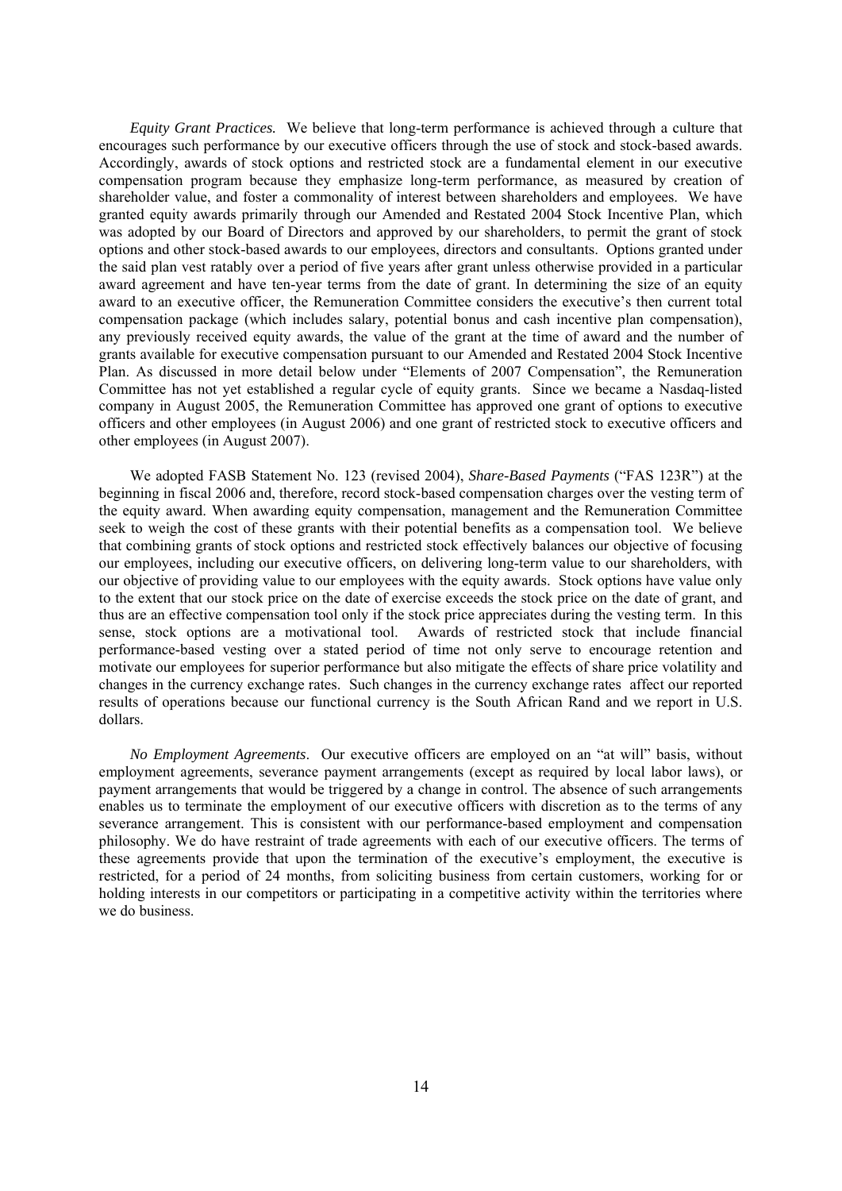*Equity Grant Practices.* We believe that long-term performance is achieved through a culture that encourages such performance by our executive officers through the use of stock and stock-based awards. Accordingly, awards of stock options and restricted stock are a fundamental element in our executive compensation program because they emphasize long-term performance, as measured by creation of shareholder value, and foster a commonality of interest between shareholders and employees. We have granted equity awards primarily through our Amended and Restated 2004 Stock Incentive Plan, which was adopted by our Board of Directors and approved by our shareholders, to permit the grant of stock options and other stock-based awards to our employees, directors and consultants. Options granted under the said plan vest ratably over a period of five years after grant unless otherwise provided in a particular award agreement and have ten-year terms from the date of grant. In determining the size of an equity award to an executive officer, the Remuneration Committee considers the executive's then current total compensation package (which includes salary, potential bonus and cash incentive plan compensation), any previously received equity awards, the value of the grant at the time of award and the number of grants available for executive compensation pursuant to our Amended and Restated 2004 Stock Incentive Plan. As discussed in more detail below under "Elements of 2007 Compensation", the Remuneration Committee has not yet established a regular cycle of equity grants. Since we became a Nasdaq-listed company in August 2005, the Remuneration Committee has approved one grant of options to executive officers and other employees (in August 2006) and one grant of restricted stock to executive officers and other employees (in August 2007).

We adopted FASB Statement No. 123 (revised 2004), *Share-Based Payments* ("FAS 123R") at the beginning in fiscal 2006 and, therefore, record stock-based compensation charges over the vesting term of the equity award. When awarding equity compensation, management and the Remuneration Committee seek to weigh the cost of these grants with their potential benefits as a compensation tool. We believe that combining grants of stock options and restricted stock effectively balances our objective of focusing our employees, including our executive officers, on delivering long-term value to our shareholders, with our objective of providing value to our employees with the equity awards. Stock options have value only to the extent that our stock price on the date of exercise exceeds the stock price on the date of grant, and thus are an effective compensation tool only if the stock price appreciates during the vesting term. In this sense, stock options are a motivational tool. Awards of restricted stock that include financial performance-based vesting over a stated period of time not only serve to encourage retention and motivate our employees for superior performance but also mitigate the effects of share price volatility and changes in the currency exchange rates. Such changes in the currency exchange rates affect our reported results of operations because our functional currency is the South African Rand and we report in U.S. dollars.

*No Employment Agreements*. Our executive officers are employed on an "at will" basis, without employment agreements, severance payment arrangements (except as required by local labor laws), or payment arrangements that would be triggered by a change in control. The absence of such arrangements enables us to terminate the employment of our executive officers with discretion as to the terms of any severance arrangement. This is consistent with our performance-based employment and compensation philosophy. We do have restraint of trade agreements with each of our executive officers. The terms of these agreements provide that upon the termination of the executive's employment, the executive is restricted, for a period of 24 months, from soliciting business from certain customers, working for or holding interests in our competitors or participating in a competitive activity within the territories where we do business.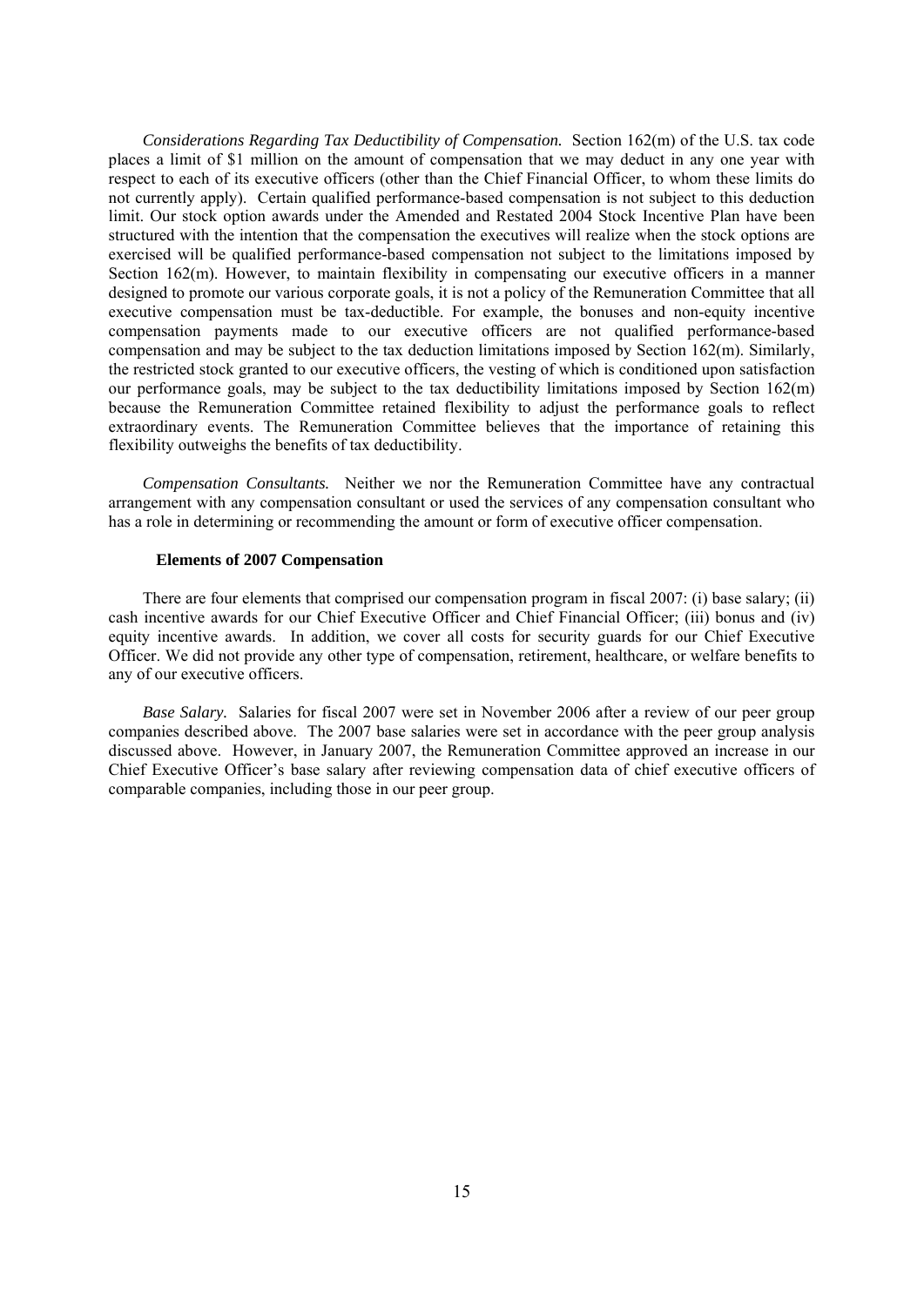*Considerations Regarding Tax Deductibility of Compensation.* Section 162(m) of the U.S. tax code places a limit of $1 million on the amount of compensation that we may deduct in any one year with respect to each of its executive officers (other than the Chief Financial Officer, to whom these limits do not currently apply). Certain qualified performance-based compensation is not subject to this deduction limit. Our stock option awards under the Amended and Restated 2004 Stock Incentive Plan have been structured with the intention that the compensation the executives will realize when the stock options are exercised will be qualified performance-based compensation not subject to the limitations imposed by Section 162(m). However, to maintain flexibility in compensating our executive officers in a manner designed to promote our various corporate goals, it is not a policy of the Remuneration Committee that all executive compensation must be tax-deductible. For example, the bonuses and non-equity incentive compensation payments made to our executive officers are not qualified performance-based compensation and may be subject to the tax deduction limitations imposed by Section 162(m). Similarly, the restricted stock granted to our executive officers, the vesting of which is conditioned upon satisfaction our performance goals, may be subject to the tax deductibility limitations imposed by Section 162(m) because the Remuneration Committee retained flexibility to adjust the performance goals to reflect extraordinary events. The Remuneration Committee believes that the importance of retaining this flexibility outweighs the benefits of tax deductibility.

*Compensation Consultants.* Neither we nor the Remuneration Committee have any contractual arrangement with any compensation consultant or used the services of any compensation consultant who has a role in determining or recommending the amount or form of executive officer compensation.

**Elements of 2007 Compensation**

There are four elements that comprised our compensation program in fiscal 2007: (i) base salary; (ii) cash incentive awards for our Chief Executive Officer and Chief Financial Officer; (iii) bonus and (iv) equity incentive awards. In addition, we cover all costs for security guards for our Chief Executive Officer. We did not provide any other type of compensation, retirement, healthcare, or welfare benefits to any of our executive officers.

*Base Salary.* Salaries for fiscal 2007 were set in November 2006 after a review of our peer group companies described above. The 2007 base salaries were set in accordance with the peer group analysis discussed above. However, in January 2007, the Remuneration Committee approved an increase in our Chief Executive Officer's base salary after reviewing compensation data of chief executive officers of comparable companies, including those in our peer group.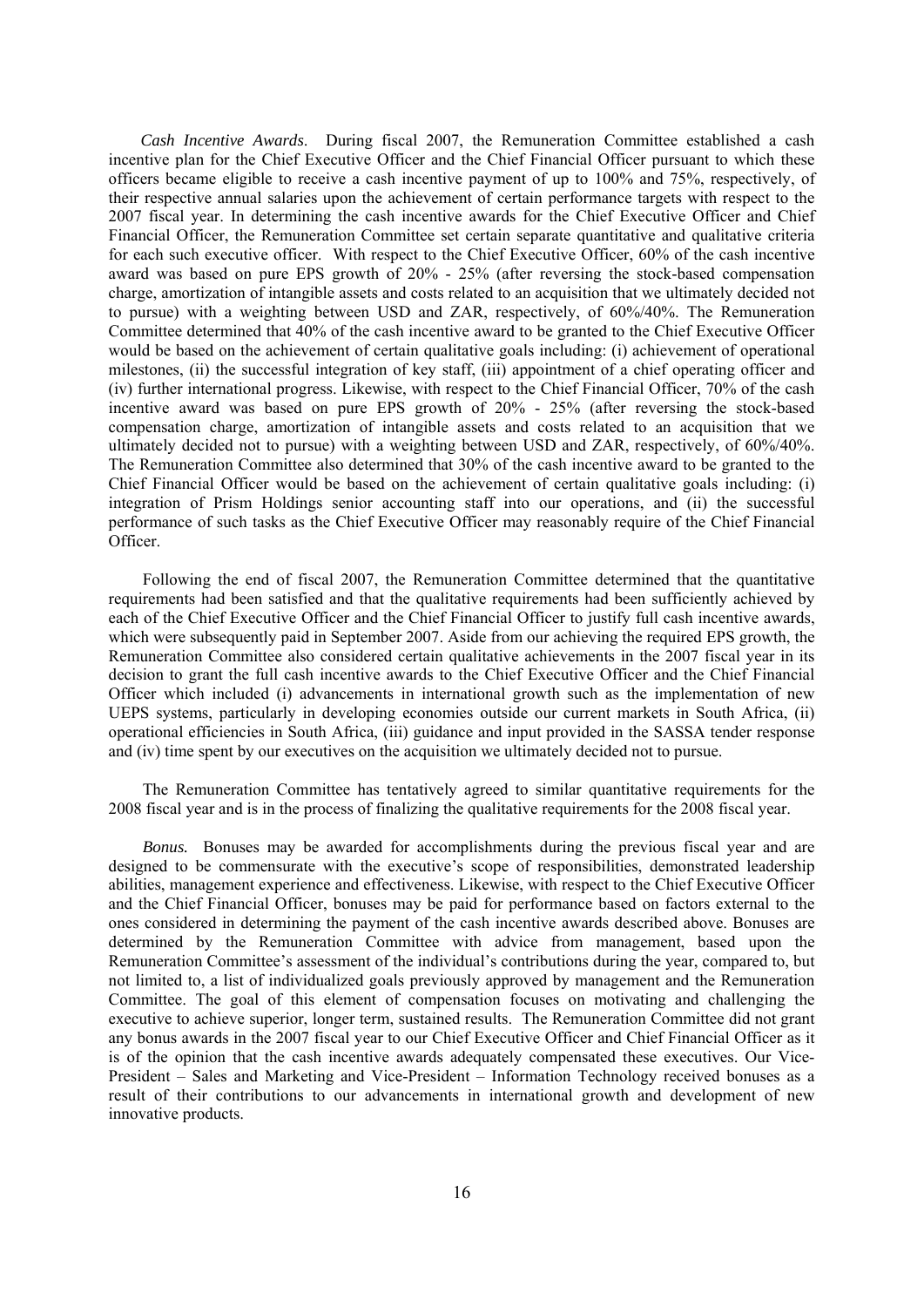*Cash Incentive Awards*. During fiscal 2007, the Remuneration Committee established a cash incentive plan for the Chief Executive Officer and the Chief Financial Officer pursuant to which these officers became eligible to receive a cash incentive payment of up to 100% and 75%, respectively, of their respective annual salaries upon the achievement of certain performance targets with respect to the 2007 fiscal year. In determining the cash incentive awards for the Chief Executive Officer and Chief Financial Officer, the Remuneration Committee set certain separate quantitative and qualitative criteria for each such executive officer. With respect to the Chief Executive Officer, 60% of the cash incentive award was based on pure EPS growth of 20% - 25% (after reversing the stock-based compensation charge, amortization of intangible assets and costs related to an acquisition that we ultimately decided not to pursue) with a weighting between USD and ZAR, respectively, of 60%/40%. The Remuneration Committee determined that 40% of the cash incentive award to be granted to the Chief Executive Officer would be based on the achievement of certain qualitative goals including: (i) achievement of operational milestones, (ii) the successful integration of key staff, (iii) appointment of a chief operating officer and (iv) further international progress. Likewise, with respect to the Chief Financial Officer, 70% of the cash incentive award was based on pure EPS growth of 20% - 25% (after reversing the stock-based compensation charge, amortization of intangible assets and costs related to an acquisition that we ultimately decided not to pursue) with a weighting between USD and ZAR, respectively, of 60%/40%. The Remuneration Committee also determined that 30% of the cash incentive award to be granted to the Chief Financial Officer would be based on the achievement of certain qualitative goals including: (i) integration of Prism Holdings senior accounting staff into our operations, and (ii) the successful performance of such tasks as the Chief Executive Officer may reasonably require of the Chief Financial Officer.

Following the end of fiscal 2007, the Remuneration Committee determined that the quantitative requirements had been satisfied and that the qualitative requirements had been sufficiently achieved by each of the Chief Executive Officer and the Chief Financial Officer to justify full cash incentive awards, which were subsequently paid in September 2007. Aside from our achieving the required EPS growth, the Remuneration Committee also considered certain qualitative achievements in the 2007 fiscal year in its decision to grant the full cash incentive awards to the Chief Executive Officer and the Chief Financial Officer which included (i) advancements in international growth such as the implementation of new UEPS systems, particularly in developing economies outside our current markets in South Africa, (ii) operational efficiencies in South Africa, (iii) guidance and input provided in the SASSA tender response and (iv) time spent by our executives on the acquisition we ultimately decided not to pursue.

The Remuneration Committee has tentatively agreed to similar quantitative requirements for the 2008 fiscal year and is in the process of finalizing the qualitative requirements for the 2008 fiscal year.

*Bonus.* Bonuses may be awarded for accomplishments during the previous fiscal year and are designed to be commensurate with the executive's scope of responsibilities, demonstrated leadership abilities, management experience and effectiveness. Likewise, with respect to the Chief Executive Officer and the Chief Financial Officer, bonuses may be paid for performance based on factors external to the ones considered in determining the payment of the cash incentive awards described above. Bonuses are determined by the Remuneration Committee with advice from management, based upon the Remuneration Committee's assessment of the individual's contributions during the year, compared to, but not limited to, a list of individualized goals previously approved by management and the Remuneration Committee. The goal of this element of compensation focuses on motivating and challenging the executive to achieve superior, longer term, sustained results. The Remuneration Committee did not grant any bonus awards in the 2007 fiscal year to our Chief Executive Officer and Chief Financial Officer as it is of the opinion that the cash incentive awards adequately compensated these executives. Our Vice-President – Sales and Marketing and Vice-President – Information Technology received bonuses as a result of their contributions to our advancements in international growth and development of new innovative products.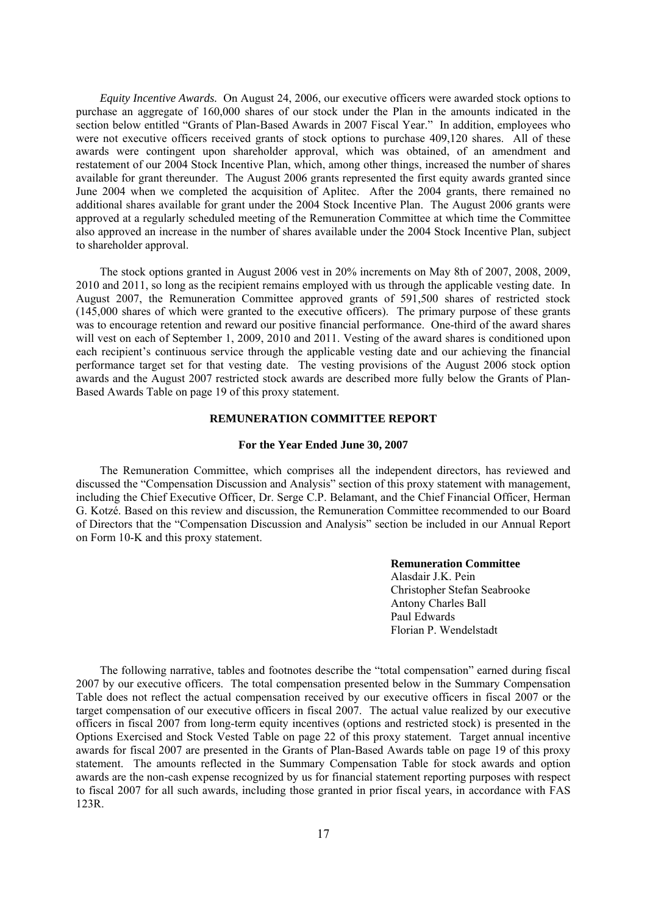*Equity Incentive Awards.* On August 24, 2006, our executive officers were awarded stock options to purchase an aggregate of 160,000 shares of our stock under the Plan in the amounts indicated in the section below entitled "Grants of Plan-Based Awards in 2007 Fiscal Year." In addition, employees who were not executive officers received grants of stock options to purchase 409,120 shares. All of these awards were contingent upon shareholder approval, which was obtained, of an amendment and restatement of our 2004 Stock Incentive Plan, which, among other things, increased the number of shares available for grant thereunder. The August 2006 grants represented the first equity awards granted since June 2004 when we completed the acquisition of Aplitec. After the 2004 grants, there remained no additional shares available for grant under the 2004 Stock Incentive Plan. The August 2006 grants were approved at a regularly scheduled meeting of the Remuneration Committee at which time the Committee also approved an increase in the number of shares available under the 2004 Stock Incentive Plan, subject to shareholder approval.

The stock options granted in August 2006 vest in 20% increments on May 8th of 2007, 2008, 2009, 2010 and 2011, so long as the recipient remains employed with us through the applicable vesting date. In August 2007, the Remuneration Committee approved grants of 591,500 shares of restricted stock (145,000 shares of which were granted to the executive officers). The primary purpose of these grants was to encourage retention and reward our positive financial performance. One-third of the award shares will vest on each of September 1, 2009, 2010 and 2011. Vesting of the award shares is conditioned upon each recipient's continuous service through the applicable vesting date and our achieving the financial performance target set for that vesting date. The vesting provisions of the August 2006 stock option awards and the August 2007 restricted stock awards are described more fully below the Grants of Plan-Based Awards Table on page 19 of this proxy statement.

## REMUNERATION COMMITTEE REPORT

### For the Year Ended June 30, 2007

The Remuneration Committee, which comprises all the independent directors, has reviewed and discussed the "Compensation Discussion and Analysis" section of this proxy statement with management, including the Chief Executive Officer, Dr. Serge C.P. Belamant, and the Chief Financial Officer, Herman G. Kotzé. Based on this review and discussion, the Remuneration Committee recommended to our Board of Directors that the "Compensation Discussion and Analysis" section be included in our Annual Report on Form 10-K and this proxy statement.

**Remuneration Committee**
Alasdair J.K. Pein
Christopher Stefan Seabrooke
Antony Charles Ball
Paul Edwards
Florian P. Wendelstadt

The following narrative, tables and footnotes describe the "total compensation" earned during fiscal 2007 by our executive officers. The total compensation presented below in the Summary Compensation Table does not reflect the actual compensation received by our executive officers in fiscal 2007 or the target compensation of our executive officers in fiscal 2007. The actual value realized by our executive officers in fiscal 2007 from long-term equity incentives (options and restricted stock) is presented in the Options Exercised and Stock Vested Table on page 22 of this proxy statement. Target annual incentive awards for fiscal 2007 are presented in the Grants of Plan-Based Awards table on page 19 of this proxy statement. The amounts reflected in the Summary Compensation Table for stock awards and option awards are the non-cash expense recognized by us for financial statement reporting purposes with respect to fiscal 2007 for all such awards, including those granted in prior fiscal years, in accordance with FAS 123R.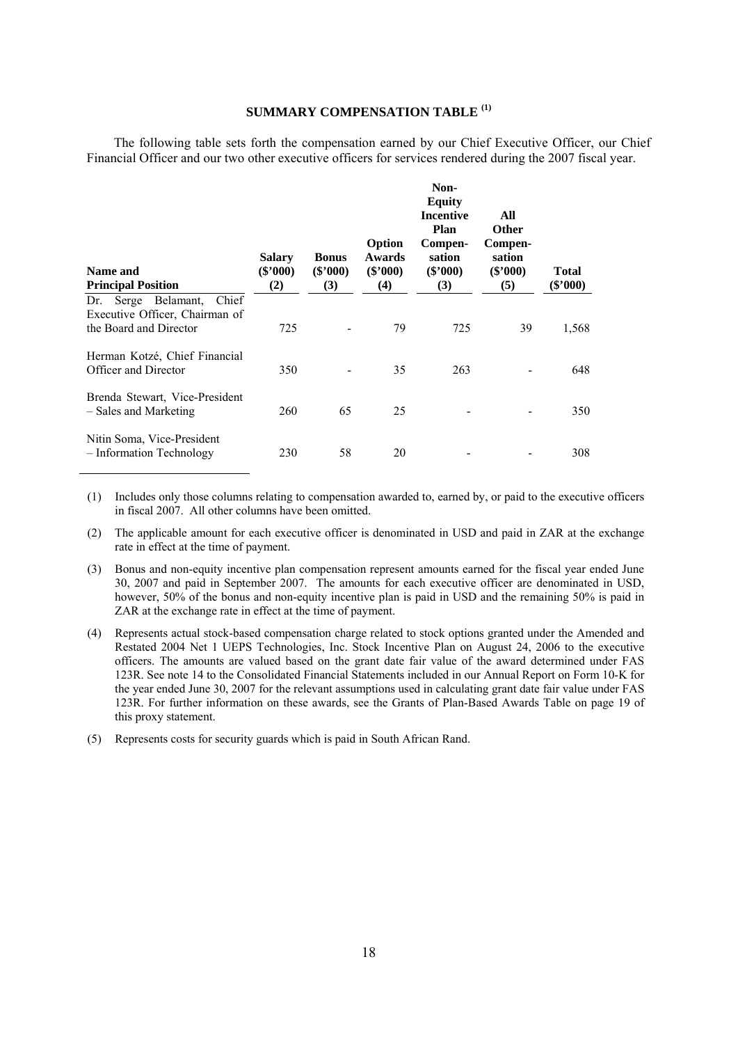## SUMMARY COMPENSATION TABLE [(1)]

The following table sets forth the compensation earned by our Chief Executive Officer, our Chief Financial Officer and our two other executive officers for services rendered during the 2007 fiscal year.

| Name and Principal Position | Salary ($'000) (2) | Bonus ($'000) (3) | Option Awards ($'000) (4) | Non-Equity Incentive Plan Compensation ($'000) (3) | All Other Compensation ($'000) (5) | Total ($'000) |
|---|---|---|---|---|---|---|
| Dr. Serge Belamant, Chief Executive Officer, Chairman of the Board and Director | 725 | - | 79 | 725 | 39 | 1,568 |
| Herman Kotzé, Chief Financial Officer and Director | 350 | - | 35 | 263 | - | 648 |
| Brenda Stewart, Vice-President – Sales and Marketing | 260 | 65 | 25 | - | - | 350 |
| Nitin Soma, Vice-President – Information Technology | 230 | 58 | 20 | - | - | 308 |

(1) Includes only those columns relating to compensation awarded to, earned by, or paid to the executive officers in fiscal 2007. All other columns have been omitted.

(2) The applicable amount for each executive officer is denominated in USD and paid in ZAR at the exchange rate in effect at the time of payment.

(3) Bonus and non-equity incentive plan compensation represent amounts earned for the fiscal year ended June 30, 2007 and paid in September 2007. The amounts for each executive officer are denominated in USD, however, 50% of the bonus and non-equity incentive plan is paid in USD and the remaining 50% is paid in ZAR at the exchange rate in effect at the time of payment.

(4) Represents actual stock-based compensation charge related to stock options granted under the Amended and Restated 2004 Net 1 UEPS Technologies, Inc. Stock Incentive Plan on August 24, 2006 to the executive officers. The amounts are valued based on the grant date fair value of the award determined under FAS 123R. See note 14 to the Consolidated Financial Statements included in our Annual Report on Form 10-K for the year ended June 30, 2007 for the relevant assumptions used in calculating grant date fair value under FAS 123R. For further information on these awards, see the Grants of Plan-Based Awards Table on page 19 of this proxy statement.

(5) Represents costs for security guards which is paid in South African Rand.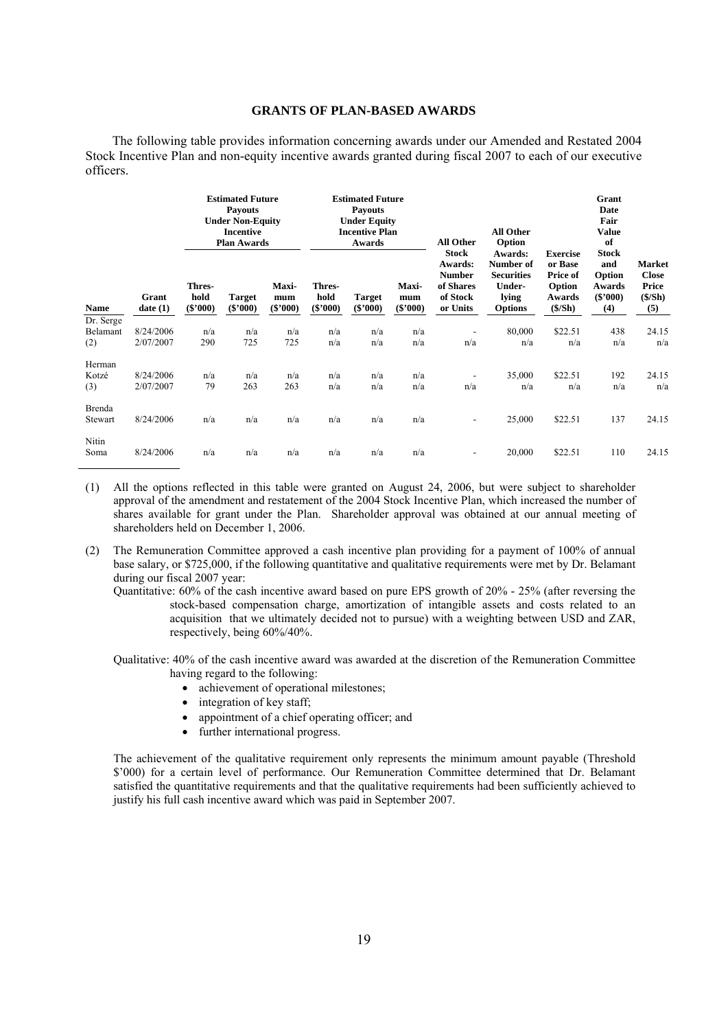## GRANTS OF PLAN-BASED AWARDS

The following table provides information concerning awards under our Amended and Restated 2004 Stock Incentive Plan and non-equity incentive awards granted during fiscal 2007 to each of our executive officers.

| | | Estimated Future Payouts Under Non-Equity Incentive Plan Awards | | | Estimated Future Payouts Under Equity Incentive Plan Awards | | | | | | | |
|---|---|---|---|---|---|---|---|---|---|---|---|---|
| **Name** | **Grant date (1)** | **Thres-hold ($'000)** | **Target ($'000)** | **Maxi-mum ($'000)** | **Thres-hold ($'000)** | **Target ($'000)** | **Maxi-mum ($'000)** | **All Other Stock Awards: Number of Shares of Stock or Units** | **All Other Option Awards: Number of Securities Under-lying Options** | **Exercise or Base Price of Option Awards ($/Sh)** | **Grant Date Fair Value of Stock and Option Awards ($'000) (4)** | **Market Close Price ($/Sh) (5)** |
| Dr. Serge Belamant (2) | 8/24/2006 | n/a | n/a | n/a | n/a | n/a | n/a | - | 80,000 | $22.51 | 438 | 24.15 |
| | 2/07/2007 | 290 | 725 | 725 | n/a | n/a | n/a | n/a | n/a | n/a | n/a | n/a |
| Herman Kotzé (3) | 8/24/2006 | n/a | n/a | n/a | n/a | n/a | n/a | - | 35,000 | $22.51 | 192 | 24.15 |
| | 2/07/2007 | 79 | 263 | 263 | n/a | n/a | n/a | n/a | n/a | n/a | n/a | n/a |
| Brenda Stewart | 8/24/2006 | n/a | n/a | n/a | n/a | n/a | n/a | - | 25,000 | $22.51 | 137 | 24.15 |
| Nitin Soma | 8/24/2006 | n/a | n/a | n/a | n/a | n/a | n/a | - | 20,000 | $22.51 | 110 | 24.15 |

(1) All the options reflected in this table were granted on August 24, 2006, but were subject to shareholder approval of the amendment and restatement of the 2004 Stock Incentive Plan, which increased the number of shares available for grant under the Plan. Shareholder approval was obtained at our annual meeting of shareholders held on December 1, 2006.

(2) The Remuneration Committee approved a cash incentive plan providing for a payment of 100% of annual base salary, or $725,000, if the following quantitative and qualitative requirements were met by Dr. Belamant during our fiscal 2007 year:

Quantitative: 60% of the cash incentive award based on pure EPS growth of 20% - 25% (after reversing the stock-based compensation charge, amortization of intangible assets and costs related to an acquisition that we ultimately decided not to pursue) with a weighting between USD and ZAR, respectively, being 60%/40%.

Qualitative: 40% of the cash incentive award was awarded at the discretion of the Remuneration Committee having regard to the following:

- achievement of operational milestones;
- integration of key staff;
- appointment of a chief operating officer; and
- further international progress.

The achievement of the qualitative requirement only represents the minimum amount payable (Threshold $'000) for a certain level of performance. Our Remuneration Committee determined that Dr. Belamant satisfied the quantitative requirements and that the qualitative requirements had been sufficiently achieved to justify his full cash incentive award which was paid in September 2007.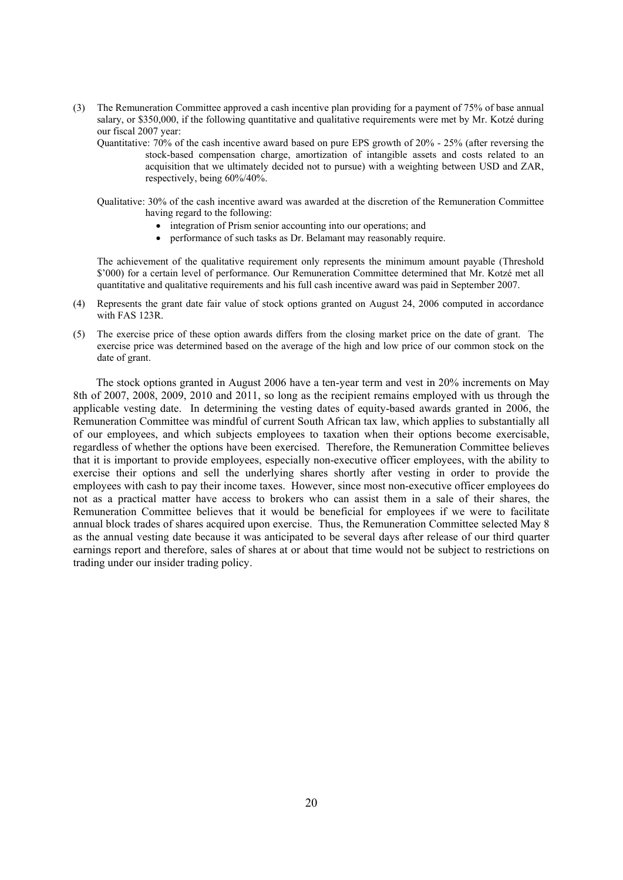(3) The Remuneration Committee approved a cash incentive plan providing for a payment of 75% of base annual salary, or $350,000, if the following quantitative and qualitative requirements were met by Mr. Kotzé during our fiscal 2007 year:

Quantitative: 70% of the cash incentive award based on pure EPS growth of 20% - 25% (after reversing the stock-based compensation charge, amortization of intangible assets and costs related to an acquisition that we ultimately decided not to pursue) with a weighting between USD and ZAR, respectively, being 60%/40%.

Qualitative: 30% of the cash incentive award was awarded at the discretion of the Remuneration Committee having regard to the following:

- integration of Prism senior accounting into our operations; and
- performance of such tasks as Dr. Belamant may reasonably require.

The achievement of the qualitative requirement only represents the minimum amount payable (Threshold $'000) for a certain level of performance. Our Remuneration Committee determined that Mr. Kotzé met all quantitative and qualitative requirements and his full cash incentive award was paid in September 2007.

(4) Represents the grant date fair value of stock options granted on August 24, 2006 computed in accordance with FAS 123R.

(5) The exercise price of these option awards differs from the closing market price on the date of grant. The exercise price was determined based on the average of the high and low price of our common stock on the date of grant.

The stock options granted in August 2006 have a ten-year term and vest in 20% increments on May 8th of 2007, 2008, 2009, 2010 and 2011, so long as the recipient remains employed with us through the applicable vesting date. In determining the vesting dates of equity-based awards granted in 2006, the Remuneration Committee was mindful of current South African tax law, which applies to substantially all of our employees, and which subjects employees to taxation when their options become exercisable, regardless of whether the options have been exercised. Therefore, the Remuneration Committee believes that it is important to provide employees, especially non-executive officer employees, with the ability to exercise their options and sell the underlying shares shortly after vesting in order to provide the employees with cash to pay their income taxes. However, since most non-executive officer employees do not as a practical matter have access to brokers who can assist them in a sale of their shares, the Remuneration Committee believes that it would be beneficial for employees if we were to facilitate annual block trades of shares acquired upon exercise. Thus, the Remuneration Committee selected May 8 as the annual vesting date because it was anticipated to be several days after release of our third quarter earnings report and therefore, sales of shares at or about that time would not be subject to restrictions on trading under our insider trading policy.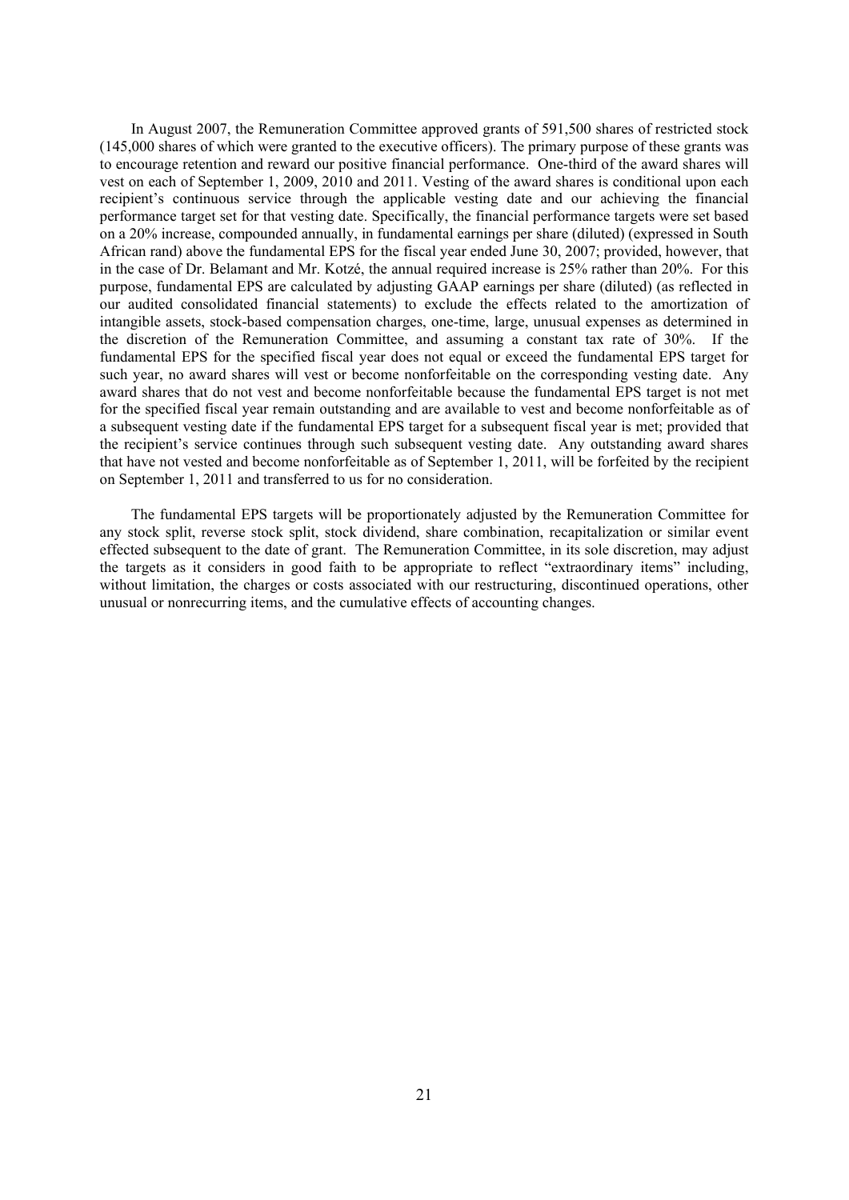In August 2007, the Remuneration Committee approved grants of 591,500 shares of restricted stock (145,000 shares of which were granted to the executive officers). The primary purpose of these grants was to encourage retention and reward our positive financial performance. One-third of the award shares will vest on each of September 1, 2009, 2010 and 2011. Vesting of the award shares is conditional upon each recipient's continuous service through the applicable vesting date and our achieving the financial performance target set for that vesting date. Specifically, the financial performance targets were set based on a 20% increase, compounded annually, in fundamental earnings per share (diluted) (expressed in South African rand) above the fundamental EPS for the fiscal year ended June 30, 2007; provided, however, that in the case of Dr. Belamant and Mr. Kotzé, the annual required increase is 25% rather than 20%. For this purpose, fundamental EPS are calculated by adjusting GAAP earnings per share (diluted) (as reflected in our audited consolidated financial statements) to exclude the effects related to the amortization of intangible assets, stock-based compensation charges, one-time, large, unusual expenses as determined in the discretion of the Remuneration Committee, and assuming a constant tax rate of 30%. If the fundamental EPS for the specified fiscal year does not equal or exceed the fundamental EPS target for such year, no award shares will vest or become nonforfeitable on the corresponding vesting date. Any award shares that do not vest and become nonforfeitable because the fundamental EPS target is not met for the specified fiscal year remain outstanding and are available to vest and become nonforfeitable as of a subsequent vesting date if the fundamental EPS target for a subsequent fiscal year is met; provided that the recipient's service continues through such subsequent vesting date. Any outstanding award shares that have not vested and become nonforfeitable as of September 1, 2011, will be forfeited by the recipient on September 1, 2011 and transferred to us for no consideration.

The fundamental EPS targets will be proportionately adjusted by the Remuneration Committee for any stock split, reverse stock split, stock dividend, share combination, recapitalization or similar event effected subsequent to the date of grant. The Remuneration Committee, in its sole discretion, may adjust the targets as it considers in good faith to be appropriate to reflect "extraordinary items" including, without limitation, the charges or costs associated with our restructuring, discontinued operations, other unusual or nonrecurring items, and the cumulative effects of accounting changes.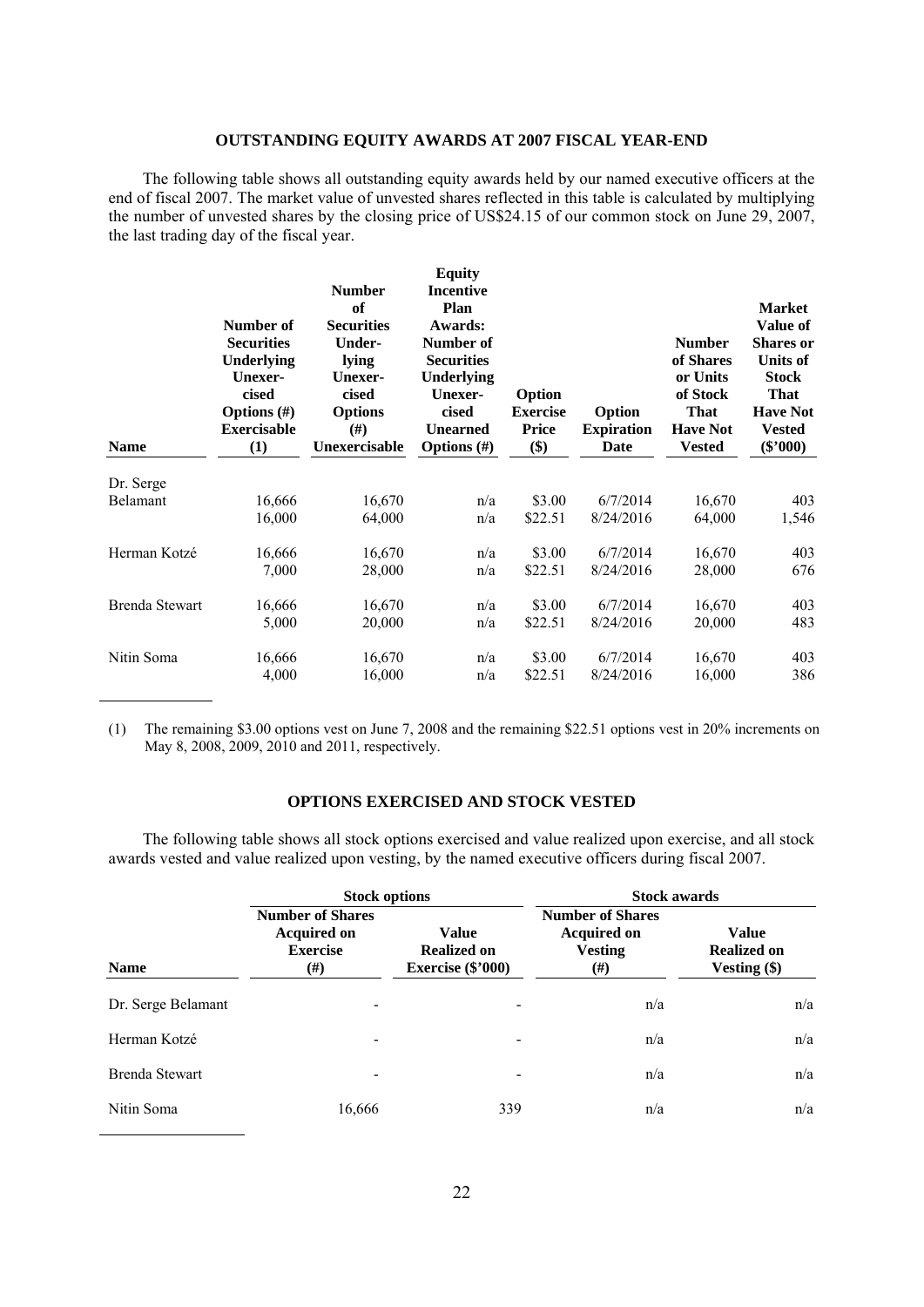## OUTSTANDING EQUITY AWARDS AT 2007 FISCAL YEAR-END

The following table shows all outstanding equity awards held by our named executive officers at the end of fiscal 2007. The market value of unvested shares reflected in this table is calculated by multiplying the number of unvested shares by the closing price of US$24.15 of our common stock on June 29, 2007, the last trading day of the fiscal year.

| Name | Number of Securities Underlying Unexercised Options (#) Exercisable (1) | Number of Securities Underlying Unexercised Options (#) Unexercisable | Equity Incentive Plan Awards: Number of Securities Underlying Unexercised Unearned Options (#) | Option Exercise Price ($) | Option Expiration Date | Number of Shares or Units of Stock That Have Not Vested | Market Value of Shares or Units of Stock That Have Not Vested ($'000) |
|---|---|---|---|---|---|---|---|
| Dr. Serge Belamant | 16,666 | 16,670 | n/a | $3.00 | 6/7/2014 | 16,670 | 403 |
| | 16,000 | 64,000 | n/a | $22.51 | 8/24/2016 | 64,000 | 1,546 |
| Herman Kotzé | 16,666 | 16,670 | n/a | $3.00 | 6/7/2014 | 16,670 | 403 |
| | 7,000 | 28,000 | n/a | $22.51 | 8/24/2016 | 28,000 | 676 |
| Brenda Stewart | 16,666 | 16,670 | n/a | $3.00 | 6/7/2014 | 16,670 | 403 |
| | 5,000 | 20,000 | n/a | $22.51 | 8/24/2016 | 20,000 | 483 |
| Nitin Soma | 16,666 | 16,670 | n/a | $3.00 | 6/7/2014 | 16,670 | 403 |
| | 4,000 | 16,000 | n/a | $22.51 | 8/24/2016 | 16,000 | 386 |

(1) The remaining $3.00 options vest on June 7, 2008 and the remaining $22.51 options vest in 20% increments on May 8, 2008, 2009, 2010 and 2011, respectively.

## OPTIONS EXERCISED AND STOCK VESTED

The following table shows all stock options exercised and value realized upon exercise, and all stock awards vested and value realized upon vesting, by the named executive officers during fiscal 2007.

| | Stock options | | Stock awards | |
|---|---|---|---|---|
| Name | Number of Shares Acquired on Exercise (#) | Value Realized on Exercise ($'000) | Number of Shares Acquired on Vesting (#) | Value Realized on Vesting ($) |
| Dr. Serge Belamant | - | - | n/a | n/a |
| Herman Kotzé | - | - | n/a | n/a |
| Brenda Stewart | - | - | n/a | n/a |
| Nitin Soma | 16,666 | 339 | n/a | n/a |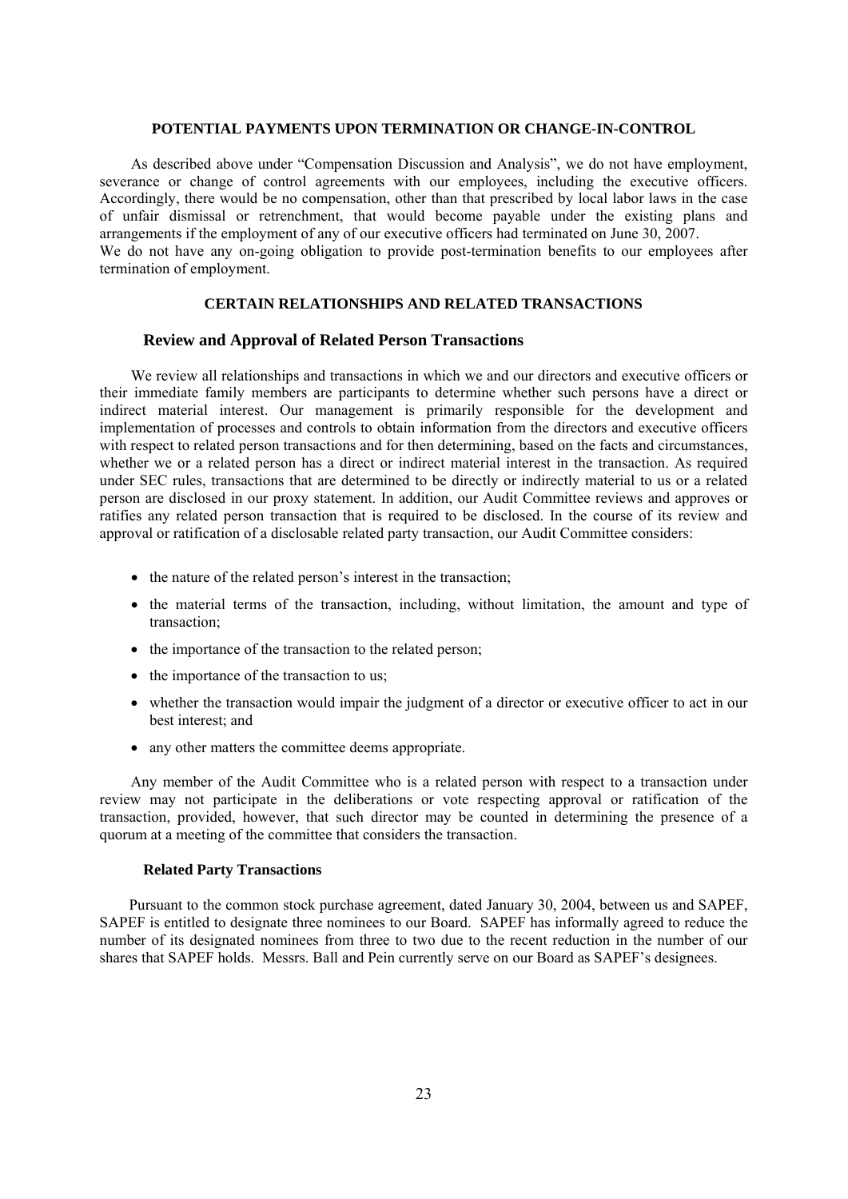## POTENTIAL PAYMENTS UPON TERMINATION OR CHANGE-IN-CONTROL

As described above under "Compensation Discussion and Analysis", we do not have employment, severance or change of control agreements with our employees, including the executive officers. Accordingly, there would be no compensation, other than that prescribed by local labor laws in the case of unfair dismissal or retrenchment, that would become payable under the existing plans and arrangements if the employment of any of our executive officers had terminated on June 30, 2007.
We do not have any on-going obligation to provide post-termination benefits to our employees after termination of employment.

## CERTAIN RELATIONSHIPS AND RELATED TRANSACTIONS

### Review and Approval of Related Person Transactions

We review all relationships and transactions in which we and our directors and executive officers or their immediate family members are participants to determine whether such persons have a direct or indirect material interest. Our management is primarily responsible for the development and implementation of processes and controls to obtain information from the directors and executive officers with respect to related person transactions and for then determining, based on the facts and circumstances, whether we or a related person has a direct or indirect material interest in the transaction. As required under SEC rules, transactions that are determined to be directly or indirectly material to us or a related person are disclosed in our proxy statement. In addition, our Audit Committee reviews and approves or ratifies any related person transaction that is required to be disclosed. In the course of its review and approval or ratification of a disclosable related party transaction, our Audit Committee considers:

- the nature of the related person's interest in the transaction;
- the material terms of the transaction, including, without limitation, the amount and type of transaction;
- the importance of the transaction to the related person;
- the importance of the transaction to us;
- whether the transaction would impair the judgment of a director or executive officer to act in our best interest; and
- any other matters the committee deems appropriate.

Any member of the Audit Committee who is a related person with respect to a transaction under review may not participate in the deliberations or vote respecting approval or ratification of the transaction, provided, however, that such director may be counted in determining the presence of a quorum at a meeting of the committee that considers the transaction.

### Related Party Transactions

Pursuant to the common stock purchase agreement, dated January 30, 2004, between us and SAPEF, SAPEF is entitled to designate three nominees to our Board. SAPEF has informally agreed to reduce the number of its designated nominees from three to two due to the recent reduction in the number of our shares that SAPEF holds. Messrs. Ball and Pein currently serve on our Board as SAPEF's designees.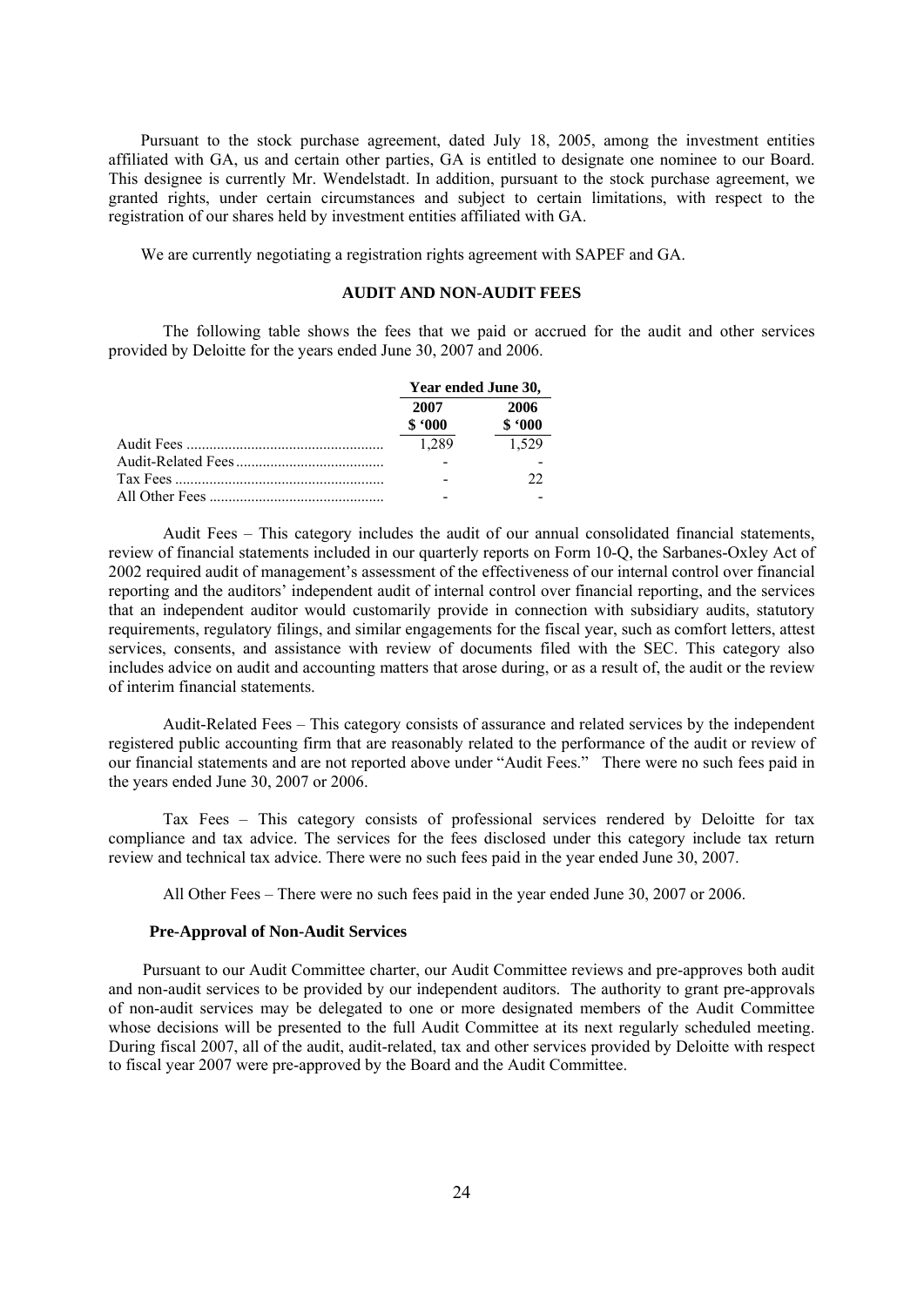Pursuant to the stock purchase agreement, dated July 18, 2005, among the investment entities affiliated with GA, us and certain other parties, GA is entitled to designate one nominee to our Board. This designee is currently Mr. Wendelstadt. In addition, pursuant to the stock purchase agreement, we granted rights, under certain circumstances and subject to certain limitations, with respect to the registration of our shares held by investment entities affiliated with GA.

We are currently negotiating a registration rights agreement with SAPEF and GA.

## AUDIT AND NON-AUDIT FEES

The following table shows the fees that we paid or accrued for the audit and other services provided by Deloitte for the years ended June 30, 2007 and 2006.

| | Year ended June 30, | |
|---|---|---|
| | 2007 $ '000 | 2006 $ '000 |
| Audit Fees | 1,289 | 1,529 |
| Audit-Related Fees | - | - |
| Tax Fees | - | 22 |
| All Other Fees | - | - |

Audit Fees – This category includes the audit of our annual consolidated financial statements, review of financial statements included in our quarterly reports on Form 10-Q, the Sarbanes-Oxley Act of 2002 required audit of management's assessment of the effectiveness of our internal control over financial reporting and the auditors' independent audit of internal control over financial reporting, and the services that an independent auditor would customarily provide in connection with subsidiary audits, statutory requirements, regulatory filings, and similar engagements for the fiscal year, such as comfort letters, attest services, consents, and assistance with review of documents filed with the SEC. This category also includes advice on audit and accounting matters that arose during, or as a result of, the audit or the review of interim financial statements.

Audit-Related Fees – This category consists of assurance and related services by the independent registered public accounting firm that are reasonably related to the performance of the audit or review of our financial statements and are not reported above under "Audit Fees." There were no such fees paid in the years ended June 30, 2007 or 2006.

Tax Fees – This category consists of professional services rendered by Deloitte for tax compliance and tax advice. The services for the fees disclosed under this category include tax return review and technical tax advice. There were no such fees paid in the year ended June 30, 2007.

All Other Fees – There were no such fees paid in the year ended June 30, 2007 or 2006.

### Pre-Approval of Non-Audit Services

Pursuant to our Audit Committee charter, our Audit Committee reviews and pre-approves both audit and non-audit services to be provided by our independent auditors. The authority to grant pre-approvals of non-audit services may be delegated to one or more designated members of the Audit Committee whose decisions will be presented to the full Audit Committee at its next regularly scheduled meeting. During fiscal 2007, all of the audit, audit-related, tax and other services provided by Deloitte with respect to fiscal year 2007 were pre-approved by the Board and the Audit Committee.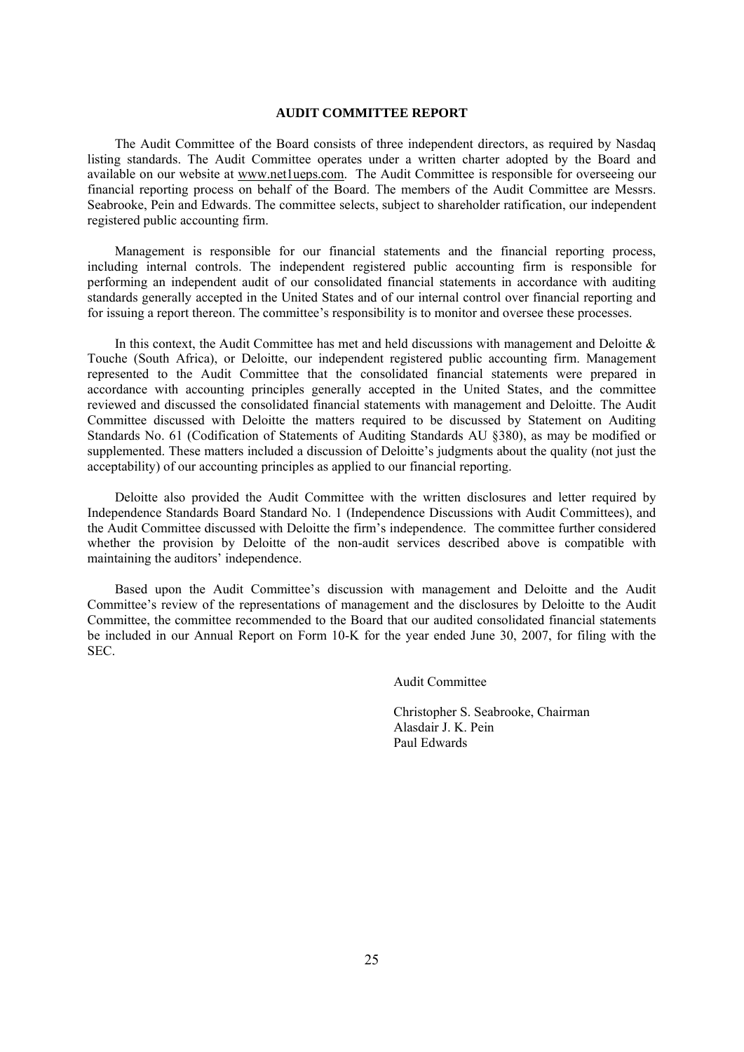## AUDIT COMMITTEE REPORT

The Audit Committee of the Board consists of three independent directors, as required by Nasdaq listing standards. The Audit Committee operates under a written charter adopted by the Board and available on our website at www.net1ueps.com. The Audit Committee is responsible for overseeing our financial reporting process on behalf of the Board. The members of the Audit Committee are Messrs. Seabrooke, Pein and Edwards. The committee selects, subject to shareholder ratification, our independent registered public accounting firm.

Management is responsible for our financial statements and the financial reporting process, including internal controls. The independent registered public accounting firm is responsible for performing an independent audit of our consolidated financial statements in accordance with auditing standards generally accepted in the United States and of our internal control over financial reporting and for issuing a report thereon. The committee's responsibility is to monitor and oversee these processes.

In this context, the Audit Committee has met and held discussions with management and Deloitte & Touche (South Africa), or Deloitte, our independent registered public accounting firm. Management represented to the Audit Committee that the consolidated financial statements were prepared in accordance with accounting principles generally accepted in the United States, and the committee reviewed and discussed the consolidated financial statements with management and Deloitte. The Audit Committee discussed with Deloitte the matters required to be discussed by Statement on Auditing Standards No. 61 (Codification of Statements of Auditing Standards AU §380), as may be modified or supplemented. These matters included a discussion of Deloitte's judgments about the quality (not just the acceptability) of our accounting principles as applied to our financial reporting.

Deloitte also provided the Audit Committee with the written disclosures and letter required by Independence Standards Board Standard No. 1 (Independence Discussions with Audit Committees), and the Audit Committee discussed with Deloitte the firm's independence. The committee further considered whether the provision by Deloitte of the non-audit services described above is compatible with maintaining the auditors' independence.

Based upon the Audit Committee's discussion with management and Deloitte and the Audit Committee's review of the representations of management and the disclosures by Deloitte to the Audit Committee, the committee recommended to the Board that our audited consolidated financial statements be included in our Annual Report on Form 10-K for the year ended June 30, 2007, for filing with the SEC.

Audit Committee

Christopher S. Seabrooke, Chairman
Alasdair J. K. Pein
Paul Edwards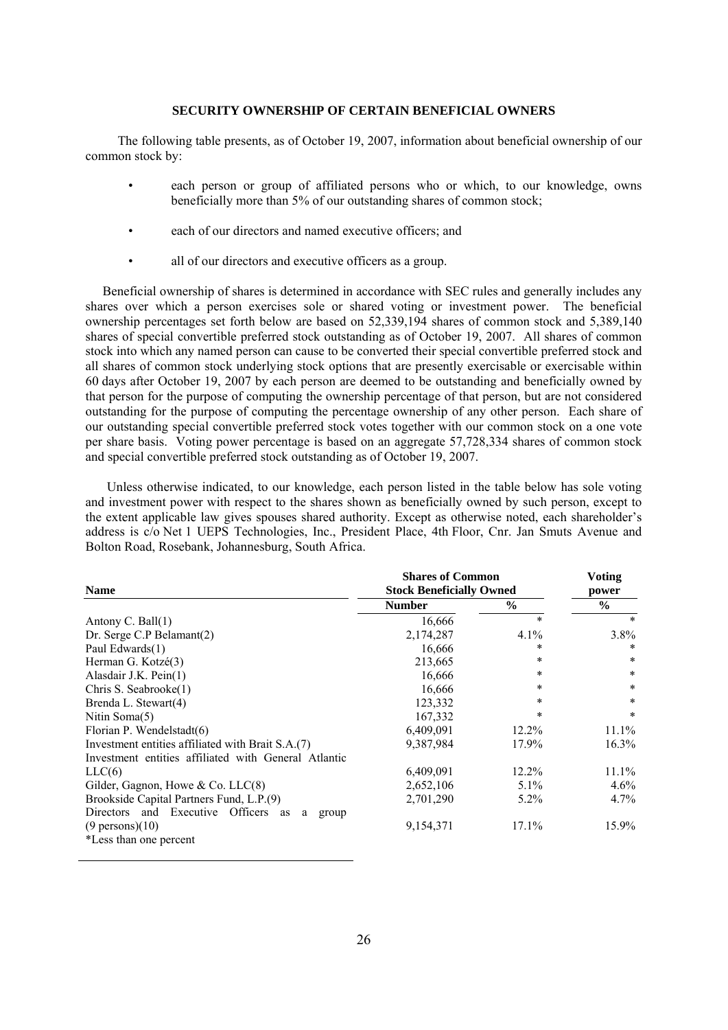## SECURITY OWNERSHIP OF CERTAIN BENEFICIAL OWNERS

The following table presents, as of October 19, 2007, information about beneficial ownership of our common stock by:

- each person or group of affiliated persons who or which, to our knowledge, owns beneficially more than 5% of our outstanding shares of common stock;
- each of our directors and named executive officers; and
- all of our directors and executive officers as a group.

Beneficial ownership of shares is determined in accordance with SEC rules and generally includes any shares over which a person exercises sole or shared voting or investment power. The beneficial ownership percentages set forth below are based on 52,339,194 shares of common stock and 5,389,140 shares of special convertible preferred stock outstanding as of October 19, 2007. All shares of common stock into which any named person can cause to be converted their special convertible preferred stock and all shares of common stock underlying stock options that are presently exercisable or exercisable within 60 days after October 19, 2007 by each person are deemed to be outstanding and beneficially owned by that person for the purpose of computing the ownership percentage of that person, but are not considered outstanding for the purpose of computing the percentage ownership of any other person. Each share of our outstanding special convertible preferred stock votes together with our common stock on a one vote per share basis. Voting power percentage is based on an aggregate 57,728,334 shares of common stock and special convertible preferred stock outstanding as of October 19, 2007.

Unless otherwise indicated, to our knowledge, each person listed in the table below has sole voting and investment power with respect to the shares shown as beneficially owned by such person, except to the extent applicable law gives spouses shared authority. Except as otherwise noted, each shareholder's address is c/o Net 1 UEPS Technologies, Inc., President Place, 4th Floor, Cnr. Jan Smuts Avenue and Bolton Road, Rosebank, Johannesburg, South Africa.

| Name | Shares of Common Stock Beneficially Owned | | Voting power |
|---|---|---|---|
| | Number | % | % |
| Antony C. Ball(1) | 16,666 | * | * |
| Dr. Serge C.P Belamant(2) | 2,174,287 | 4.1% | 3.8% |
| Paul Edwards(1) | 16,666 | * | * |
| Herman G. Kotzé(3) | 213,665 | * | * |
| Alasdair J.K. Pein(1) | 16,666 | * | * |
| Chris S. Seabrooke(1) | 16,666 | * | * |
| Brenda L. Stewart(4) | 123,332 | * | * |
| Nitin Soma(5) | 167,332 | * | * |
| Florian P. Wendelstadt(6) | 6,409,091 | 12.2% | 11.1% |
| Investment entities affiliated with Brait S.A.(7) | 9,387,984 | 17.9% | 16.3% |
| Investment entities affiliated with General Atlantic LLC(6) | 6,409,091 | 12.2% | 11.1% |
| Gilder, Gagnon, Howe & Co. LLC(8) | 2,652,106 | 5.1% | 4.6% |
| Brookside Capital Partners Fund, L.P.(9) | 2,701,290 | 5.2% | 4.7% |
| Directors and Executive Officers as a group (9 persons)(10) | 9,154,371 | 17.1% | 15.9% |

*Less than one percent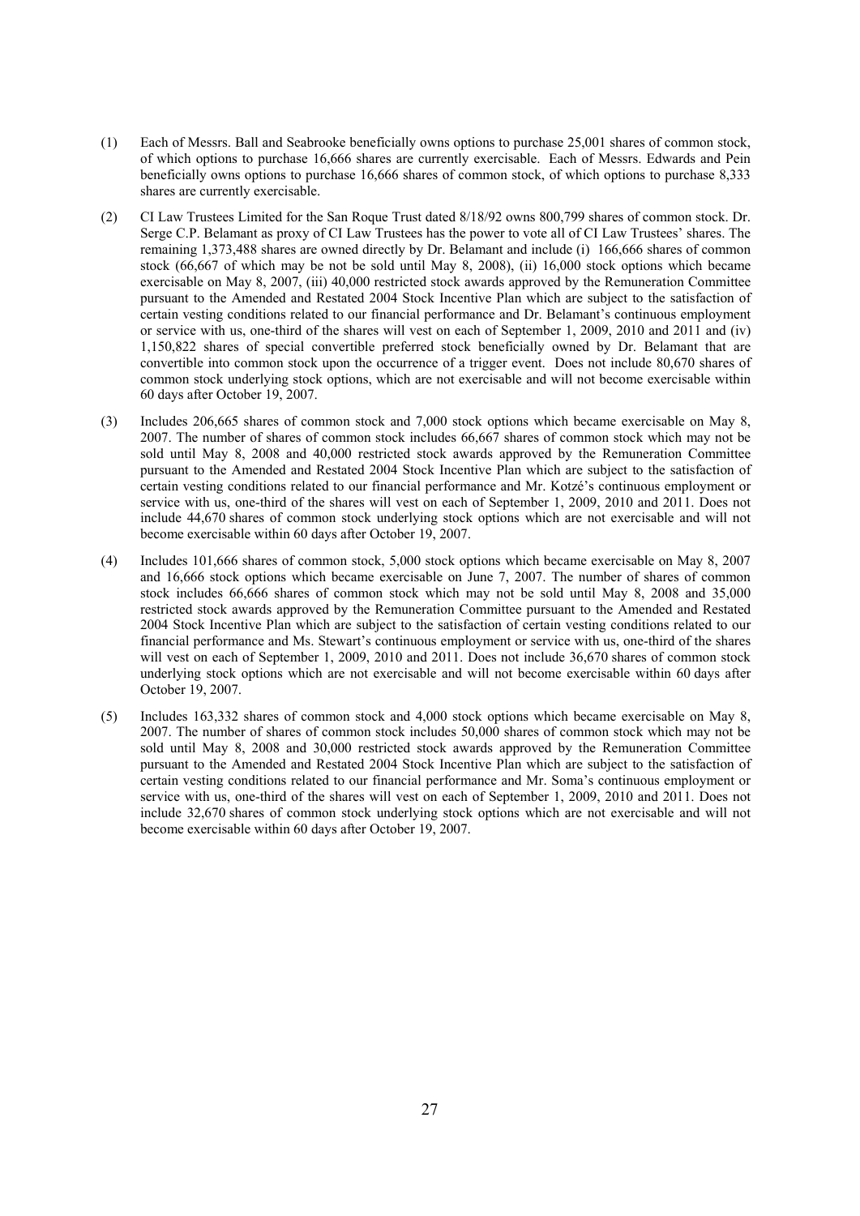(1) Each of Messrs. Ball and Seabrooke beneficially owns options to purchase 25,001 shares of common stock, of which options to purchase 16,666 shares are currently exercisable. Each of Messrs. Edwards and Pein beneficially owns options to purchase 16,666 shares of common stock, of which options to purchase 8,333 shares are currently exercisable.

(2) CI Law Trustees Limited for the San Roque Trust dated 8/18/92 owns 800,799 shares of common stock. Dr. Serge C.P. Belamant as proxy of CI Law Trustees has the power to vote all of CI Law Trustees' shares. The remaining 1,373,488 shares are owned directly by Dr. Belamant and include (i) 166,666 shares of common stock (66,667 of which may be not be sold until May 8, 2008), (ii) 16,000 stock options which became exercisable on May 8, 2007, (iii) 40,000 restricted stock awards approved by the Remuneration Committee pursuant to the Amended and Restated 2004 Stock Incentive Plan which are subject to the satisfaction of certain vesting conditions related to our financial performance and Dr. Belamant's continuous employment or service with us, one-third of the shares will vest on each of September 1, 2009, 2010 and 2011 and (iv) 1,150,822 shares of special convertible preferred stock beneficially owned by Dr. Belamant that are convertible into common stock upon the occurrence of a trigger event. Does not include 80,670 shares of common stock underlying stock options, which are not exercisable and will not become exercisable within 60 days after October 19, 2007.

(3) Includes 206,665 shares of common stock and 7,000 stock options which became exercisable on May 8, 2007. The number of shares of common stock includes 66,667 shares of common stock which may not be sold until May 8, 2008 and 40,000 restricted stock awards approved by the Remuneration Committee pursuant to the Amended and Restated 2004 Stock Incentive Plan which are subject to the satisfaction of certain vesting conditions related to our financial performance and Mr. Kotzé's continuous employment or service with us, one-third of the shares will vest on each of September 1, 2009, 2010 and 2011. Does not include 44,670 shares of common stock underlying stock options which are not exercisable and will not become exercisable within 60 days after October 19, 2007.

(4) Includes 101,666 shares of common stock, 5,000 stock options which became exercisable on May 8, 2007 and 16,666 stock options which became exercisable on June 7, 2007. The number of shares of common stock includes 66,666 shares of common stock which may not be sold until May 8, 2008 and 35,000 restricted stock awards approved by the Remuneration Committee pursuant to the Amended and Restated 2004 Stock Incentive Plan which are subject to the satisfaction of certain vesting conditions related to our financial performance and Ms. Stewart's continuous employment or service with us, one-third of the shares will vest on each of September 1, 2009, 2010 and 2011. Does not include 36,670 shares of common stock underlying stock options which are not exercisable and will not become exercisable within 60 days after October 19, 2007.

(5) Includes 163,332 shares of common stock and 4,000 stock options which became exercisable on May 8, 2007. The number of shares of common stock includes 50,000 shares of common stock which may not be sold until May 8, 2008 and 30,000 restricted stock awards approved by the Remuneration Committee pursuant to the Amended and Restated 2004 Stock Incentive Plan which are subject to the satisfaction of certain vesting conditions related to our financial performance and Mr. Soma's continuous employment or service with us, one-third of the shares will vest on each of September 1, 2009, 2010 and 2011. Does not include 32,670 shares of common stock underlying stock options which are not exercisable and will not become exercisable within 60 days after October 19, 2007.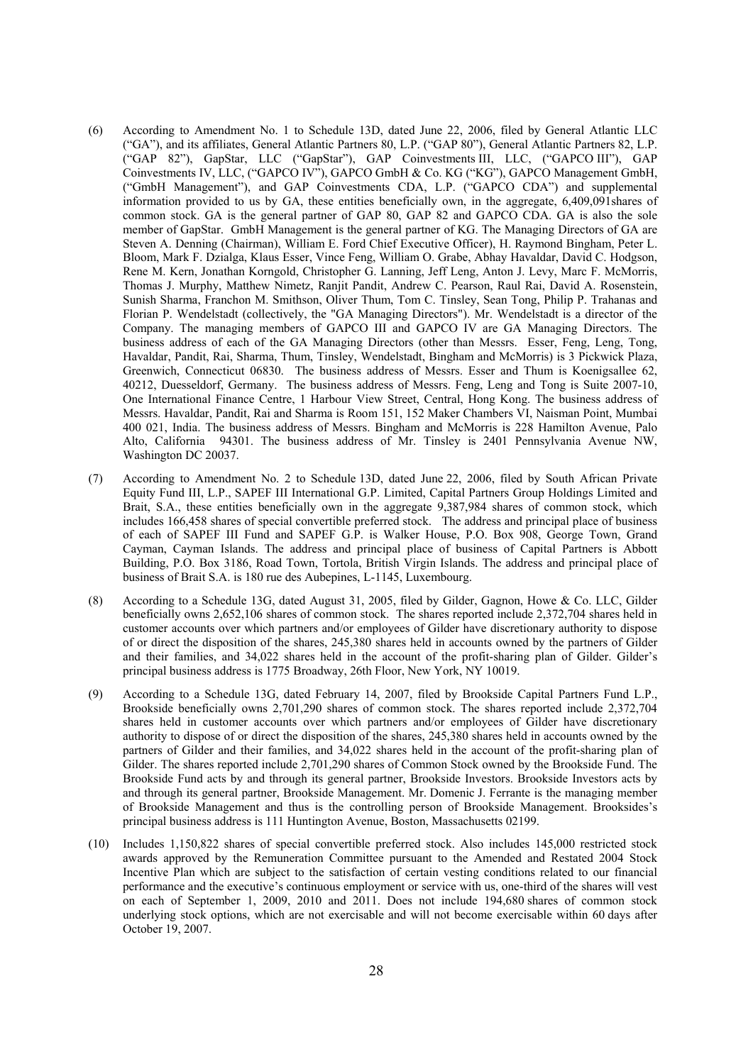(6) According to Amendment No. 1 to Schedule 13D, dated June 22, 2006, filed by General Atlantic LLC ("GA"), and its affiliates, General Atlantic Partners 80, L.P. ("GAP 80"), General Atlantic Partners 82, L.P. ("GAP 82"), GapStar, LLC ("GapStar"), GAP Coinvestments III, LLC, ("GAPCO III"), GAP Coinvestments IV, LLC, ("GAPCO IV"), GAPCO GmbH & Co. KG ("KG"), GAPCO Management GmbH, ("GmbH Management"), and GAP Coinvestments CDA, L.P. ("GAPCO CDA") and supplemental information provided to us by GA, these entities beneficially own, in the aggregate, 6,409,091shares of common stock. GA is the general partner of GAP 80, GAP 82 and GAPCO CDA. GA is also the sole member of GapStar. GmbH Management is the general partner of KG. The Managing Directors of GA are Steven A. Denning (Chairman), William E. Ford Chief Executive Officer), H. Raymond Bingham, Peter L. Bloom, Mark F. Dzialga, Klaus Esser, Vince Feng, William O. Grabe, Abhay Havaldar, David C. Hodgson, Rene M. Kern, Jonathan Korngold, Christopher G. Lanning, Jeff Leng, Anton J. Levy, Marc F. McMorris, Thomas J. Murphy, Matthew Nimetz, Ranjit Pandit, Andrew C. Pearson, Raul Rai, David A. Rosenstein, Sunish Sharma, Franchon M. Smithson, Oliver Thum, Tom C. Tinsley, Sean Tong, Philip P. Trahanas and Florian P. Wendelstadt (collectively, the "GA Managing Directors"). Mr. Wendelstadt is a director of the Company. The managing members of GAPCO III and GAPCO IV are GA Managing Directors. The business address of each of the GA Managing Directors (other than Messrs. Esser, Feng, Leng, Tong, Havaldar, Pandit, Rai, Sharma, Thum, Tinsley, Wendelstadt, Bingham and McMorris) is 3 Pickwick Plaza, Greenwich, Connecticut 06830. The business address of Messrs. Esser and Thum is Koenigsallee 62, 40212, Duesseldorf, Germany. The business address of Messrs. Feng, Leng and Tong is Suite 2007-10, One International Finance Centre, 1 Harbour View Street, Central, Hong Kong. The business address of Messrs. Havaldar, Pandit, Rai and Sharma is Room 151, 152 Maker Chambers VI, Naisman Point, Mumbai 400 021, India. The business address of Messrs. Bingham and McMorris is 228 Hamilton Avenue, Palo Alto, California 94301. The business address of Mr. Tinsley is 2401 Pennsylvania Avenue NW, Washington DC 20037.

(7) According to Amendment No. 2 to Schedule 13D, dated June 22, 2006, filed by South African Private Equity Fund III, L.P., SAPEF III International G.P. Limited, Capital Partners Group Holdings Limited and Brait, S.A., these entities beneficially own in the aggregate 9,387,984 shares of common stock, which includes 166,458 shares of special convertible preferred stock. The address and principal place of business of each of SAPEF III Fund and SAPEF G.P. is Walker House, P.O. Box 908, George Town, Grand Cayman, Cayman Islands. The address and principal place of business of Capital Partners is Abbott Building, P.O. Box 3186, Road Town, Tortola, British Virgin Islands. The address and principal place of business of Brait S.A. is 180 rue des Aubepines, L-1145, Luxembourg.

(8) According to a Schedule 13G, dated August 31, 2005, filed by Gilder, Gagnon, Howe & Co. LLC, Gilder beneficially owns 2,652,106 shares of common stock. The shares reported include 2,372,704 shares held in customer accounts over which partners and/or employees of Gilder have discretionary authority to dispose of or direct the disposition of the shares, 245,380 shares held in accounts owned by the partners of Gilder and their families, and 34,022 shares held in the account of the profit-sharing plan of Gilder. Gilder's principal business address is 1775 Broadway, 26th Floor, New York, NY 10019.

(9) According to a Schedule 13G, dated February 14, 2007, filed by Brookside Capital Partners Fund L.P., Brookside beneficially owns 2,701,290 shares of common stock. The shares reported include 2,372,704 shares held in customer accounts over which partners and/or employees of Gilder have discretionary authority to dispose of or direct the disposition of the shares, 245,380 shares held in accounts owned by the partners of Gilder and their families, and 34,022 shares held in the account of the profit-sharing plan of Gilder. The shares reported include 2,701,290 shares of Common Stock owned by the Brookside Fund. The Brookside Fund acts by and through its general partner, Brookside Investors. Brookside Investors acts by and through its general partner, Brookside Management. Mr. Domenic J. Ferrante is the managing member of Brookside Management and thus is the controlling person of Brookside Management. Brooksides's principal business address is 111 Huntington Avenue, Boston, Massachusetts 02199.

(10) Includes 1,150,822 shares of special convertible preferred stock. Also includes 145,000 restricted stock awards approved by the Remuneration Committee pursuant to the Amended and Restated 2004 Stock Incentive Plan which are subject to the satisfaction of certain vesting conditions related to our financial performance and the executive's continuous employment or service with us, one-third of the shares will vest on each of September 1, 2009, 2010 and 2011. Does not include 194,680 shares of common stock underlying stock options, which are not exercisable and will not become exercisable within 60 days after October 19, 2007.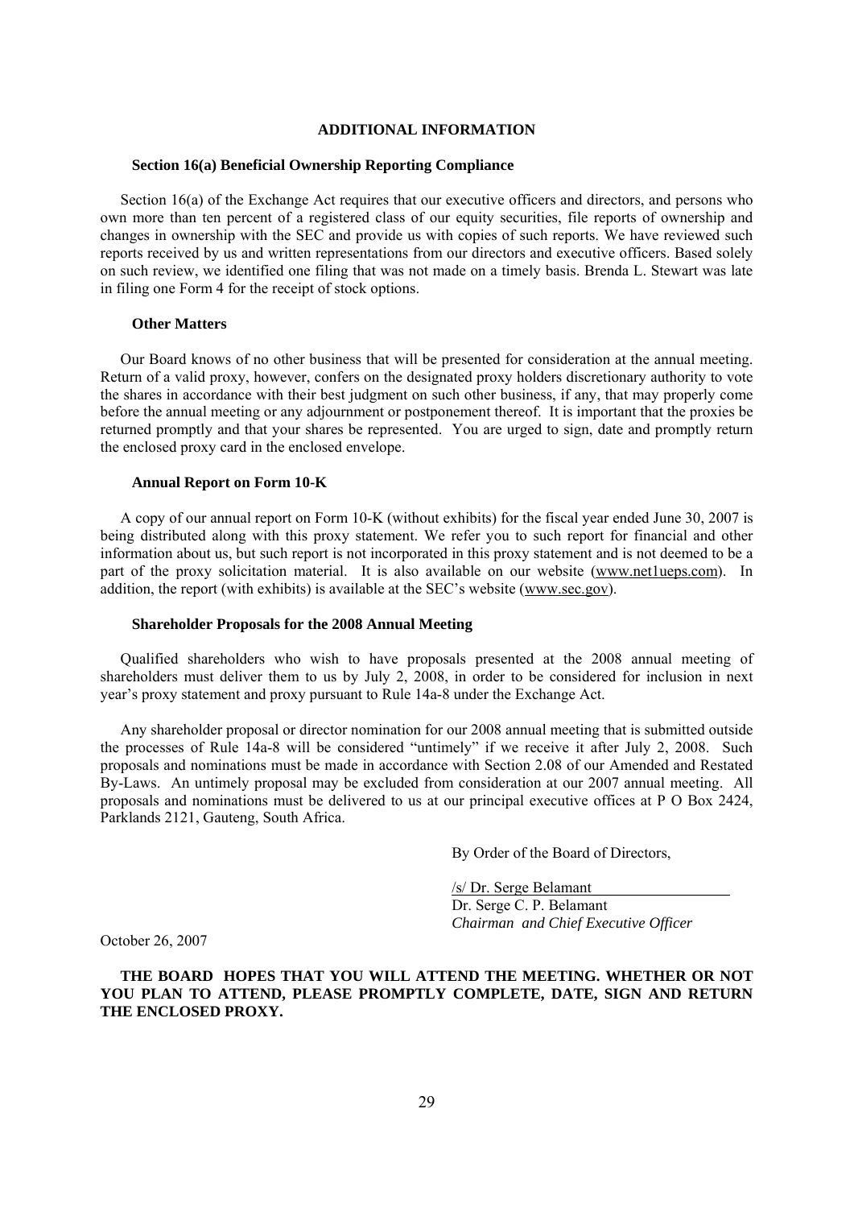## ADDITIONAL INFORMATION

### Section 16(a) Beneficial Ownership Reporting Compliance

Section 16(a) of the Exchange Act requires that our executive officers and directors, and persons who own more than ten percent of a registered class of our equity securities, file reports of ownership and changes in ownership with the SEC and provide us with copies of such reports. We have reviewed such reports received by us and written representations from our directors and executive officers. Based solely on such review, we identified one filing that was not made on a timely basis. Brenda L. Stewart was late in filing one Form 4 for the receipt of stock options.

### Other Matters

Our Board knows of no other business that will be presented for consideration at the annual meeting. Return of a valid proxy, however, confers on the designated proxy holders discretionary authority to vote the shares in accordance with their best judgment on such other business, if any, that may properly come before the annual meeting or any adjournment or postponement thereof. It is important that the proxies be returned promptly and that your shares be represented. You are urged to sign, date and promptly return the enclosed proxy card in the enclosed envelope.

### Annual Report on Form 10-K

A copy of our annual report on Form 10-K (without exhibits) for the fiscal year ended June 30, 2007 is being distributed along with this proxy statement. We refer you to such report for financial and other information about us, but such report is not incorporated in this proxy statement and is not deemed to be a part of the proxy solicitation material. It is also available on our website (www.net1ueps.com). In addition, the report (with exhibits) is available at the SEC's website (www.sec.gov).

### Shareholder Proposals for the 2008 Annual Meeting

Qualified shareholders who wish to have proposals presented at the 2008 annual meeting of shareholders must deliver them to us by July 2, 2008, in order to be considered for inclusion in next year's proxy statement and proxy pursuant to Rule 14a-8 under the Exchange Act.

Any shareholder proposal or director nomination for our 2008 annual meeting that is submitted outside the processes of Rule 14a-8 will be considered "untimely" if we receive it after July 2, 2008. Such proposals and nominations must be made in accordance with Section 2.08 of our Amended and Restated By-Laws. An untimely proposal may be excluded from consideration at our 2007 annual meeting. All proposals and nominations must be delivered to us at our principal executive offices at P O Box 2424, Parklands 2121, Gauteng, South Africa.

By Order of the Board of Directors,

/s/ Dr. Serge Belamant
Dr. Serge C. P. Belamant
*Chairman and Chief Executive Officer*

October 26, 2007

**THE BOARD HOPES THAT YOU WILL ATTEND THE MEETING. WHETHER OR NOT YOU PLAN TO ATTEND, PLEASE PROMPTLY COMPLETE, DATE, SIGN AND RETURN THE ENCLOSED PROXY.**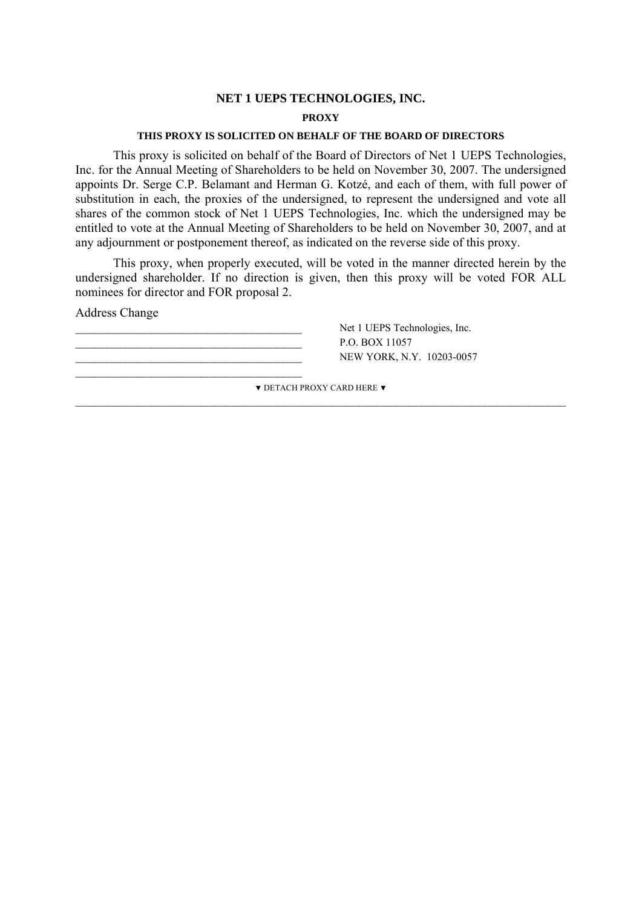**NET 1 UEPS TECHNOLOGIES, INC.**

**PROXY**

**THIS PROXY IS SOLICITED ON BEHALF OF THE BOARD OF DIRECTORS**

This proxy is solicited on behalf of the Board of Directors of Net 1 UEPS Technologies, Inc. for the Annual Meeting of Shareholders to be held on November 30, 2007. The undersigned appoints Dr. Serge C.P. Belamant and Herman G. Kotzé, and each of them, with full power of substitution in each, the proxies of the undersigned, to represent the undersigned and vote all shares of the common stock of Net 1 UEPS Technologies, Inc. which the undersigned may be entitled to vote at the Annual Meeting of Shareholders to be held on November 30, 2007, and at any adjournment or postponement thereof, as indicated on the reverse side of this proxy.

This proxy, when properly executed, will be voted in the manner directed herein by the undersigned shareholder. If no direction is given, then this proxy will be voted FOR ALL nominees for director and FOR proposal 2.

Address Change

______________________________________

______________________________________

______________________________________

______________________________________

Net 1 UEPS Technologies, Inc.
P.O. BOX 11057
NEW YORK, N.Y. 10203-0057

▼ DETACH PROXY CARD HERE ▼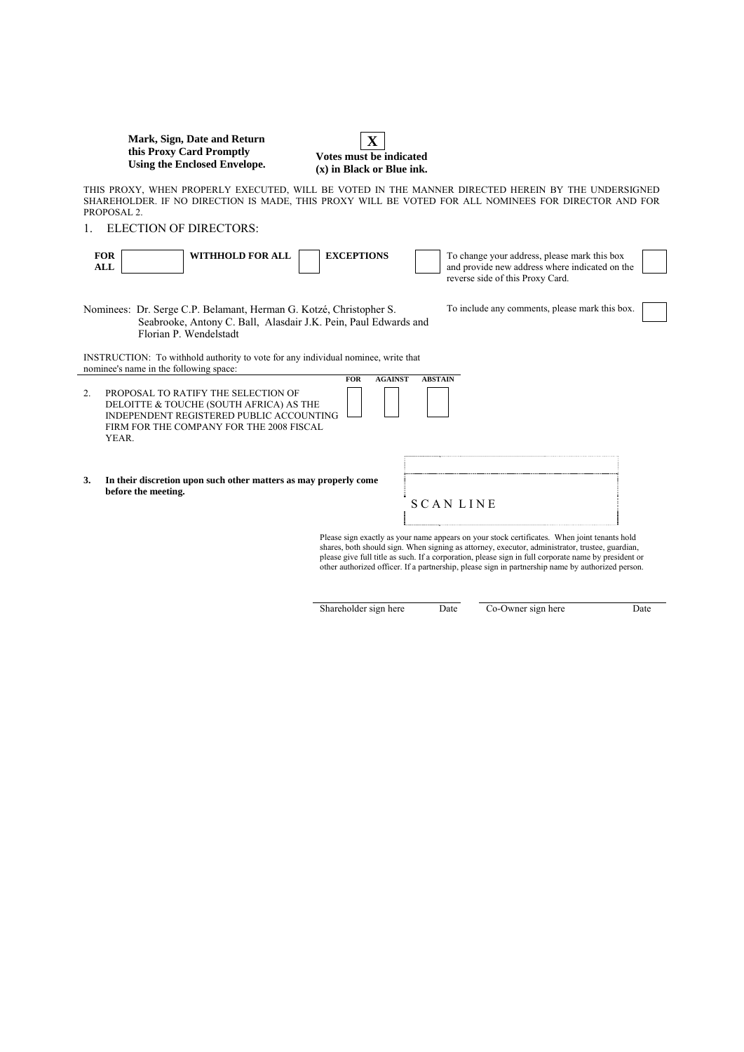**Mark, Sign, Date and Return this Proxy Card Promptly Using the Enclosed Envelope.**

**X**

**Votes must be indicated (x) in Black or Blue ink.**

THIS PROXY, WHEN PROPERLY EXECUTED, WILL BE VOTED IN THE MANNER DIRECTED HEREIN BY THE UNDERSIGNED SHAREHOLDER. IF NO DIRECTION IS MADE, THIS PROXY WILL BE VOTED FOR ALL NOMINEES FOR DIRECTOR AND FOR PROPOSAL 2.

1. ELECTION OF DIRECTORS:

**FOR ALL** ☐ **WITHHOLD FOR ALL** ☐ **EXCEPTIONS** ☐

To change your address, please mark this box and provide new address where indicated on the reverse side of this Proxy Card. ☐

Nominees: Dr. Serge C.P. Belamant, Herman G. Kotzé, Christopher S. Seabrooke, Antony C. Ball, Alasdair J.K. Pein, Paul Edwards and Florian P. Wendelstadt

To include any comments, please mark this box. ☐

INSTRUCTION: To withhold authority to vote for any individual nominee, write that nominee's name in the following space:

| | FOR | AGAINST | ABSTAIN |
|---|---|---|---|
| 2. PROPOSAL TO RATIFY THE SELECTION OF DELOITTE & TOUCHE (SOUTH AFRICA) AS THE INDEPENDENT REGISTERED PUBLIC ACCOUNTING FIRM FOR THE COMPANY FOR THE 2008 FISCAL YEAR. | ☐ | ☐ | ☐ |

**3. In their discretion upon such other matters as may properly come before the meeting.**

SCAN LINE

Please sign exactly as your name appears on your stock certificates. When joint tenants hold shares, both should sign. When signing as attorney, executor, administrator, trustee, guardian, please give full title as such. If a corporation, please sign in full corporate name by president or other authorized officer. If a partnership, please sign in partnership name by authorized person.

Shareholder sign here Date Co-Owner sign here Date